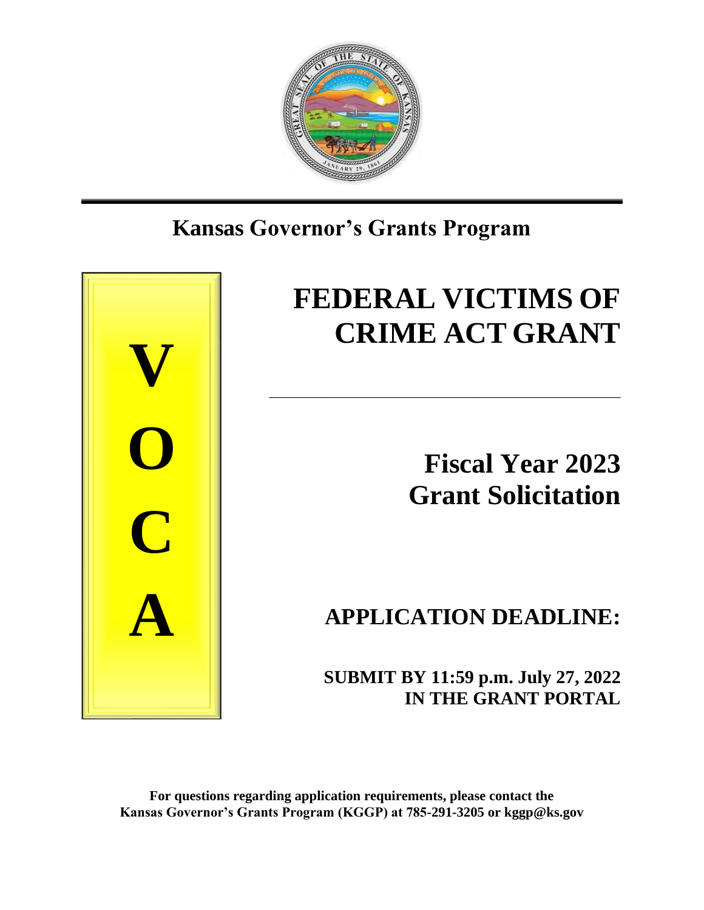## Kansas Governor's Grants Program

**V**
**O**
**C**
**A**

# FEDERAL VICTIMS OF CRIME ACT GRANT

## Fiscal Year 2023 Grant Solicitation

## APPLICATION DEADLINE:

**SUBMIT BY 11:59 p.m. July 27, 2022 IN THE GRANT PORTAL**

**For questions regarding application requirements, please contact the Kansas Governor's Grants Program (KGGP) at 785-291-3205 or kggp@ks.gov**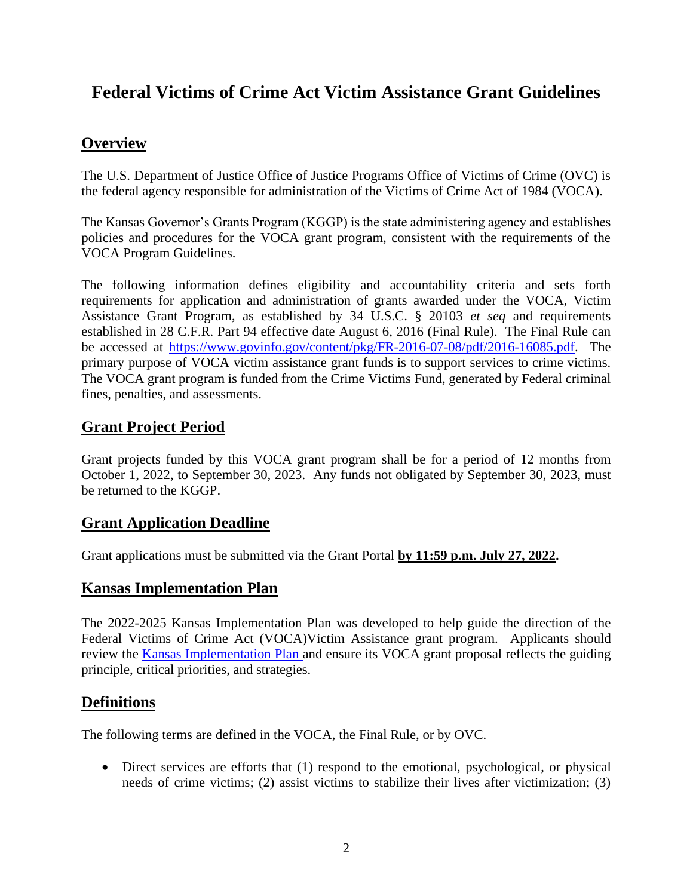# Federal Victims of Crime Act Victim Assistance Grant Guidelines

## Overview

The U.S. Department of Justice Office of Justice Programs Office of Victims of Crime (OVC) is the federal agency responsible for administration of the Victims of Crime Act of 1984 (VOCA).

The Kansas Governor's Grants Program (KGGP) is the state administering agency and establishes policies and procedures for the VOCA grant program, consistent with the requirements of the VOCA Program Guidelines.

The following information defines eligibility and accountability criteria and sets forth requirements for application and administration of grants awarded under the VOCA, Victim Assistance Grant Program, as established by 34 U.S.C. § 20103 *et seq* and requirements established in 28 C.F.R. Part 94 effective date August 6, 2016 (Final Rule). The Final Rule can be accessed at [https://www.govinfo.gov/content/pkg/FR-2016-07-08/pdf/2016-16085.pdf](https://www.govinfo.gov/content/pkg/FR-2016-07-08/pdf/2016-16085.pdf). The primary purpose of VOCA victim assistance grant funds is to support services to crime victims. The VOCA grant program is funded from the Crime Victims Fund, generated by Federal criminal fines, penalties, and assessments.

## Grant Project Period

Grant projects funded by this VOCA grant program shall be for a period of 12 months from October 1, 2022, to September 30, 2023. Any funds not obligated by September 30, 2023, must be returned to the KGGP.

## Grant Application Deadline

Grant applications must be submitted via the Grant Portal **by 11:59 p.m. July 27, 2022.**

## Kansas Implementation Plan

The 2022-2025 Kansas Implementation Plan was developed to help guide the direction of the Federal Victims of Crime Act (VOCA)Victim Assistance grant program. Applicants should review the Kansas Implementation Plan and ensure its VOCA grant proposal reflects the guiding principle, critical priorities, and strategies.

## Definitions

The following terms are defined in the VOCA, the Final Rule, or by OVC.

- Direct services are efforts that (1) respond to the emotional, psychological, or physical needs of crime victims; (2) assist victims to stabilize their lives after victimization; (3)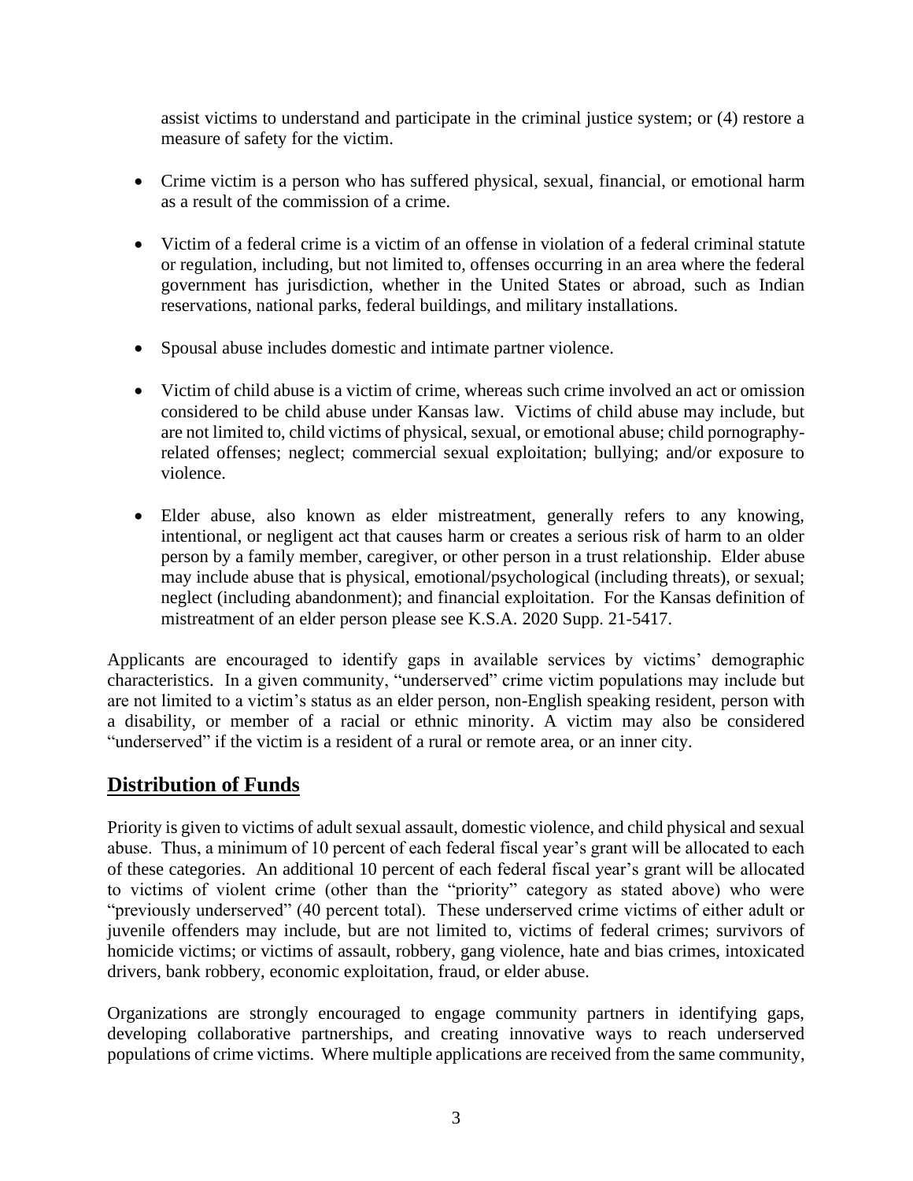assist victims to understand and participate in the criminal justice system; or (4) restore a measure of safety for the victim.

- Crime victim is a person who has suffered physical, sexual, financial, or emotional harm as a result of the commission of a crime.
- Victim of a federal crime is a victim of an offense in violation of a federal criminal statute or regulation, including, but not limited to, offenses occurring in an area where the federal government has jurisdiction, whether in the United States or abroad, such as Indian reservations, national parks, federal buildings, and military installations.
- Spousal abuse includes domestic and intimate partner violence.
- Victim of child abuse is a victim of crime, whereas such crime involved an act or omission considered to be child abuse under Kansas law. Victims of child abuse may include, but are not limited to, child victims of physical, sexual, or emotional abuse; child pornography-related offenses; neglect; commercial sexual exploitation; bullying; and/or exposure to violence.
- Elder abuse, also known as elder mistreatment, generally refers to any knowing, intentional, or negligent act that causes harm or creates a serious risk of harm to an older person by a family member, caregiver, or other person in a trust relationship. Elder abuse may include abuse that is physical, emotional/psychological (including threats), or sexual; neglect (including abandonment); and financial exploitation. For the Kansas definition of mistreatment of an elder person please see K.S.A. 2020 Supp. 21-5417.

Applicants are encouraged to identify gaps in available services by victims' demographic characteristics. In a given community, "underserved" crime victim populations may include but are not limited to a victim's status as an elder person, non-English speaking resident, person with a disability, or member of a racial or ethnic minority. A victim may also be considered "underserved" if the victim is a resident of a rural or remote area, or an inner city.

## Distribution of Funds

Priority is given to victims of adult sexual assault, domestic violence, and child physical and sexual abuse. Thus, a minimum of 10 percent of each federal fiscal year's grant will be allocated to each of these categories. An additional 10 percent of each federal fiscal year's grant will be allocated to victims of violent crime (other than the "priority" category as stated above) who were "previously underserved" (40 percent total). These underserved crime victims of either adult or juvenile offenders may include, but are not limited to, victims of federal crimes; survivors of homicide victims; or victims of assault, robbery, gang violence, hate and bias crimes, intoxicated drivers, bank robbery, economic exploitation, fraud, or elder abuse.

Organizations are strongly encouraged to engage community partners in identifying gaps, developing collaborative partnerships, and creating innovative ways to reach underserved populations of crime victims. Where multiple applications are received from the same community,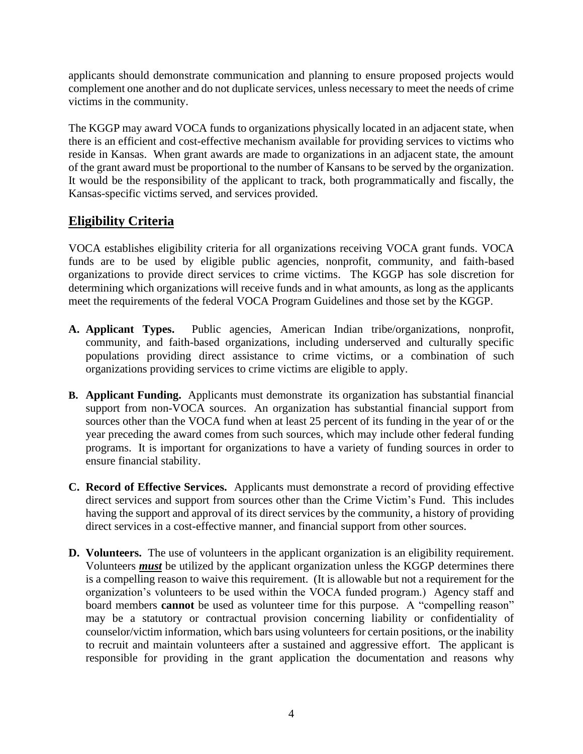applicants should demonstrate communication and planning to ensure proposed projects would complement one another and do not duplicate services, unless necessary to meet the needs of crime victims in the community.

The KGGP may award VOCA funds to organizations physically located in an adjacent state, when there is an efficient and cost-effective mechanism available for providing services to victims who reside in Kansas. When grant awards are made to organizations in an adjacent state, the amount of the grant award must be proportional to the number of Kansans to be served by the organization. It would be the responsibility of the applicant to track, both programmatically and fiscally, the Kansas-specific victims served, and services provided.

## Eligibility Criteria

VOCA establishes eligibility criteria for all organizations receiving VOCA grant funds. VOCA funds are to be used by eligible public agencies, nonprofit, community, and faith-based organizations to provide direct services to crime victims. The KGGP has sole discretion for determining which organizations will receive funds and in what amounts, as long as the applicants meet the requirements of the federal VOCA Program Guidelines and those set by the KGGP.

**A. Applicant Types.** Public agencies, American Indian tribe/organizations, nonprofit, community, and faith-based organizations, including underserved and culturally specific populations providing direct assistance to crime victims, or a combination of such organizations providing services to crime victims are eligible to apply.

**B. Applicant Funding.** Applicants must demonstrate its organization has substantial financial support from non-VOCA sources. An organization has substantial financial support from sources other than the VOCA fund when at least 25 percent of its funding in the year of or the year preceding the award comes from such sources, which may include other federal funding programs. It is important for organizations to have a variety of funding sources in order to ensure financial stability.

**C. Record of Effective Services.** Applicants must demonstrate a record of providing effective direct services and support from sources other than the Crime Victim's Fund. This includes having the support and approval of its direct services by the community, a history of providing direct services in a cost-effective manner, and financial support from other sources.

**D. Volunteers.** The use of volunteers in the applicant organization is an eligibility requirement. Volunteers ***must*** be utilized by the applicant organization unless the KGGP determines there is a compelling reason to waive this requirement. (It is allowable but not a requirement for the organization's volunteers to be used within the VOCA funded program.) Agency staff and board members **cannot** be used as volunteer time for this purpose. A "compelling reason" may be a statutory or contractual provision concerning liability or confidentiality of counselor/victim information, which bars using volunteers for certain positions, or the inability to recruit and maintain volunteers after a sustained and aggressive effort. The applicant is responsible for providing in the grant application the documentation and reasons why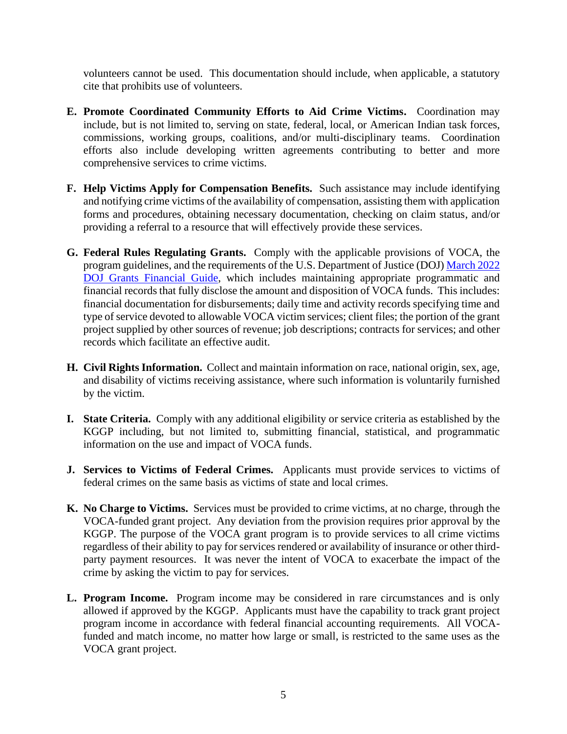volunteers cannot be used. This documentation should include, when applicable, a statutory cite that prohibits use of volunteers.

**E. Promote Coordinated Community Efforts to Aid Crime Victims.** Coordination may include, but is not limited to, serving on state, federal, local, or American Indian task forces, commissions, working groups, coalitions, and/or multi-disciplinary teams. Coordination efforts also include developing written agreements contributing to better and more comprehensive services to crime victims.

**F. Help Victims Apply for Compensation Benefits.** Such assistance may include identifying and notifying crime victims of the availability of compensation, assisting them with application forms and procedures, obtaining necessary documentation, checking on claim status, and/or providing a referral to a resource that will effectively provide these services.

**G. Federal Rules Regulating Grants.** Comply with the applicable provisions of VOCA, the program guidelines, and the requirements of the U.S. Department of Justice (DOJ) [March 2022 DOJ Grants Financial Guide](), which includes maintaining appropriate programmatic and financial records that fully disclose the amount and disposition of VOCA funds. This includes: financial documentation for disbursements; daily time and activity records specifying time and type of service devoted to allowable VOCA victim services; client files; the portion of the grant project supplied by other sources of revenue; job descriptions; contracts for services; and other records which facilitate an effective audit.

**H. Civil Rights Information.** Collect and maintain information on race, national origin, sex, age, and disability of victims receiving assistance, where such information is voluntarily furnished by the victim.

**I. State Criteria.** Comply with any additional eligibility or service criteria as established by the KGGP including, but not limited to, submitting financial, statistical, and programmatic information on the use and impact of VOCA funds.

**J. Services to Victims of Federal Crimes.** Applicants must provide services to victims of federal crimes on the same basis as victims of state and local crimes.

**K. No Charge to Victims.** Services must be provided to crime victims, at no charge, through the VOCA-funded grant project. Any deviation from the provision requires prior approval by the KGGP. The purpose of the VOCA grant program is to provide services to all crime victims regardless of their ability to pay for services rendered or availability of insurance or other third-party payment resources. It was never the intent of VOCA to exacerbate the impact of the crime by asking the victim to pay for services.

**L. Program Income.** Program income may be considered in rare circumstances and is only allowed if approved by the KGGP. Applicants must have the capability to track grant project program income in accordance with federal financial accounting requirements. All VOCA-funded and match income, no matter how large or small, is restricted to the same uses as the VOCA grant project.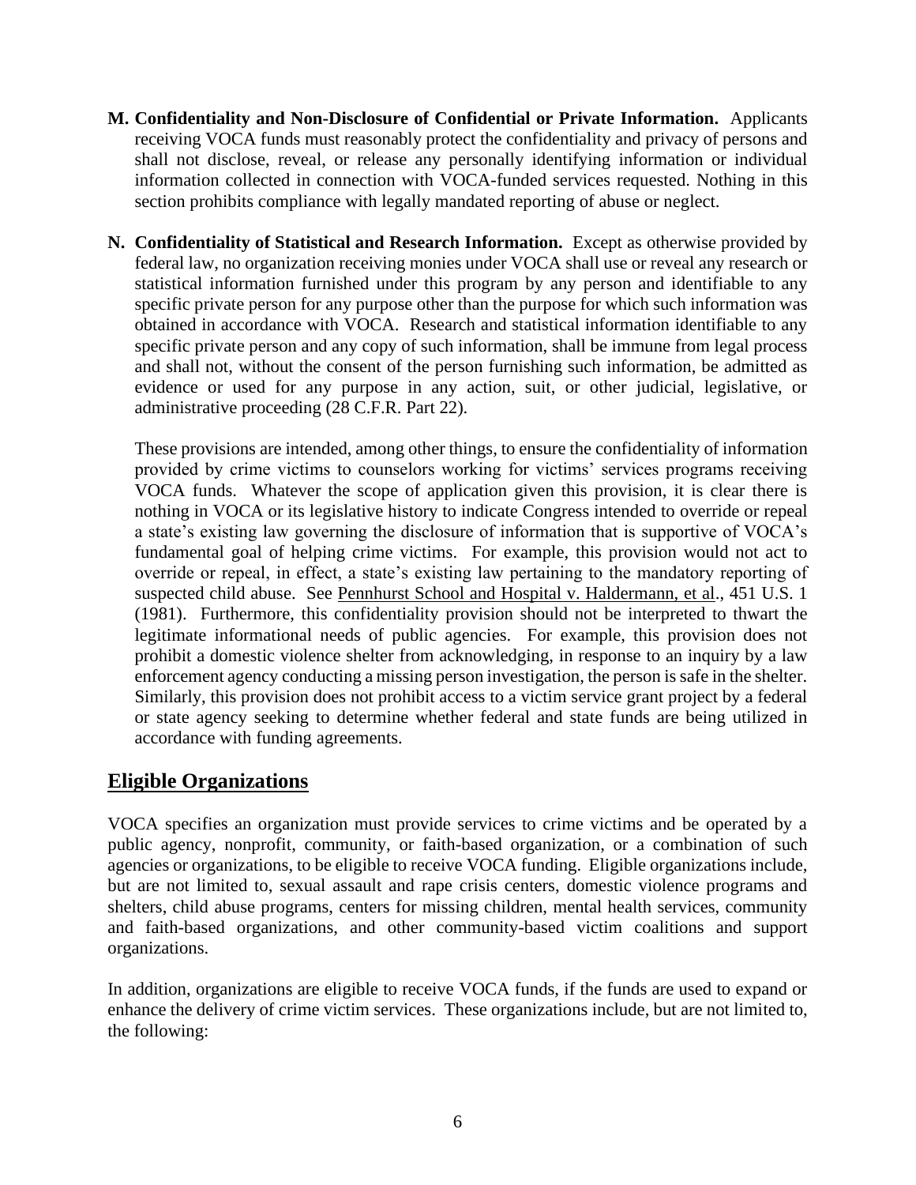**M. Confidentiality and Non-Disclosure of Confidential or Private Information.** Applicants receiving VOCA funds must reasonably protect the confidentiality and privacy of persons and shall not disclose, reveal, or release any personally identifying information or individual information collected in connection with VOCA-funded services requested. Nothing in this section prohibits compliance with legally mandated reporting of abuse or neglect.

**N. Confidentiality of Statistical and Research Information.** Except as otherwise provided by federal law, no organization receiving monies under VOCA shall use or reveal any research or statistical information furnished under this program by any person and identifiable to any specific private person for any purpose other than the purpose for which such information was obtained in accordance with VOCA. Research and statistical information identifiable to any specific private person and any copy of such information, shall be immune from legal process and shall not, without the consent of the person furnishing such information, be admitted as evidence or used for any purpose in any action, suit, or other judicial, legislative, or administrative proceeding (28 C.F.R. Part 22).

These provisions are intended, among other things, to ensure the confidentiality of information provided by crime victims to counselors working for victims' services programs receiving VOCA funds. Whatever the scope of application given this provision, it is clear there is nothing in VOCA or its legislative history to indicate Congress intended to override or repeal a state's existing law governing the disclosure of information that is supportive of VOCA's fundamental goal of helping crime victims. For example, this provision would not act to override or repeal, in effect, a state's existing law pertaining to the mandatory reporting of suspected child abuse. See Pennhurst School and Hospital v. Haldermann, et al., 451 U.S. 1 (1981). Furthermore, this confidentiality provision should not be interpreted to thwart the legitimate informational needs of public agencies. For example, this provision does not prohibit a domestic violence shelter from acknowledging, in response to an inquiry by a law enforcement agency conducting a missing person investigation, the person is safe in the shelter. Similarly, this provision does not prohibit access to a victim service grant project by a federal or state agency seeking to determine whether federal and state funds are being utilized in accordance with funding agreements.

## Eligible Organizations

VOCA specifies an organization must provide services to crime victims and be operated by a public agency, nonprofit, community, or faith-based organization, or a combination of such agencies or organizations, to be eligible to receive VOCA funding. Eligible organizations include, but are not limited to, sexual assault and rape crisis centers, domestic violence programs and shelters, child abuse programs, centers for missing children, mental health services, community and faith-based organizations, and other community-based victim coalitions and support organizations.

In addition, organizations are eligible to receive VOCA funds, if the funds are used to expand or enhance the delivery of crime victim services. These organizations include, but are not limited to, the following: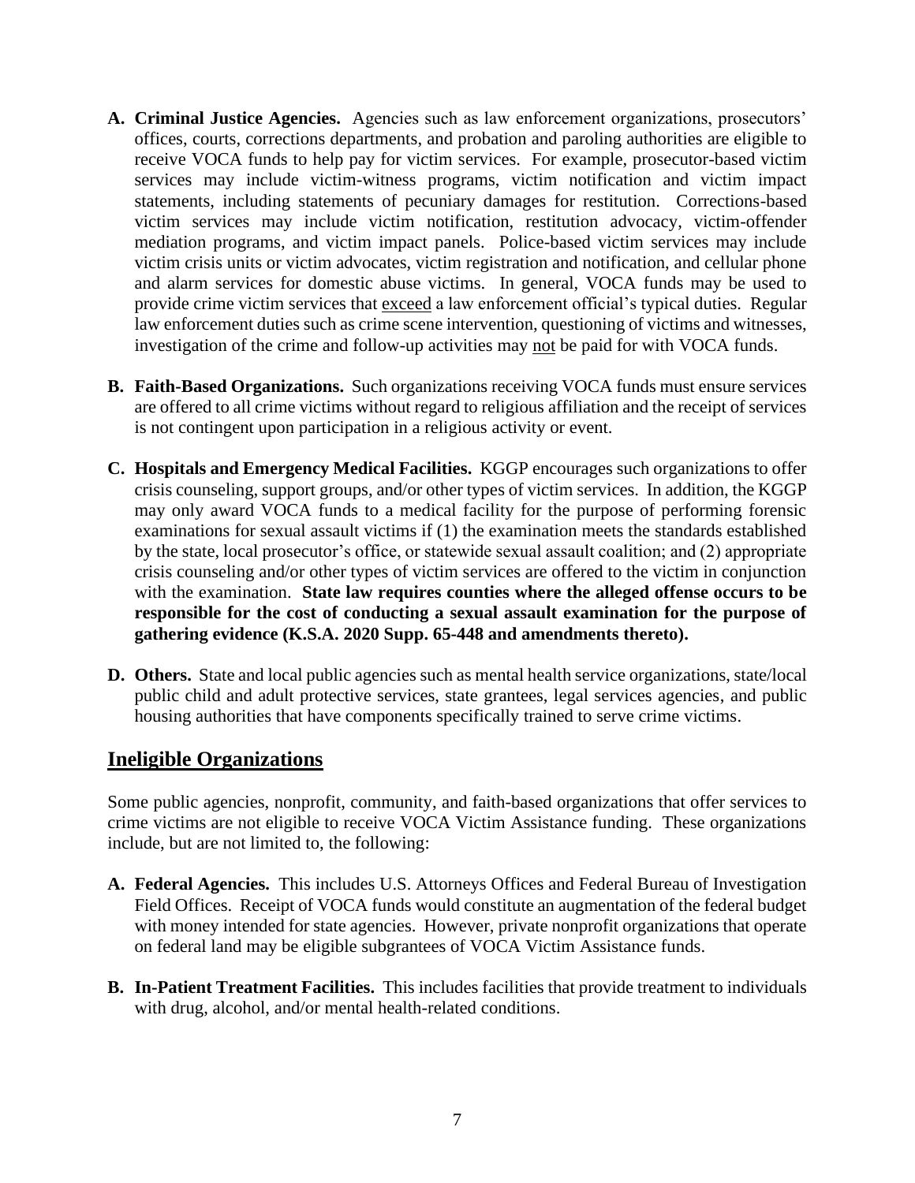- **A. Criminal Justice Agencies.** Agencies such as law enforcement organizations, prosecutors' offices, courts, corrections departments, and probation and paroling authorities are eligible to receive VOCA funds to help pay for victim services. For example, prosecutor-based victim services may include victim-witness programs, victim notification and victim impact statements, including statements of pecuniary damages for restitution. Corrections-based victim services may include victim notification, restitution advocacy, victim-offender mediation programs, and victim impact panels. Police-based victim services may include victim crisis units or victim advocates, victim registration and notification, and cellular phone and alarm services for domestic abuse victims. In general, VOCA funds may be used to provide crime victim services that <u>exceed</u> a law enforcement official's typical duties. Regular law enforcement duties such as crime scene intervention, questioning of victims and witnesses, investigation of the crime and follow-up activities may <u>not</u> be paid for with VOCA funds.

- **B. Faith-Based Organizations.** Such organizations receiving VOCA funds must ensure services are offered to all crime victims without regard to religious affiliation and the receipt of services is not contingent upon participation in a religious activity or event.

- **C. Hospitals and Emergency Medical Facilities.** KGGP encourages such organizations to offer crisis counseling, support groups, and/or other types of victim services. In addition, the KGGP may only award VOCA funds to a medical facility for the purpose of performing forensic examinations for sexual assault victims if (1) the examination meets the standards established by the state, local prosecutor's office, or statewide sexual assault coalition; and (2) appropriate crisis counseling and/or other types of victim services are offered to the victim in conjunction with the examination. **State law requires counties where the alleged offense occurs to be responsible for the cost of conducting a sexual assault examination for the purpose of gathering evidence (K.S.A. 2020 Supp. 65-448 and amendments thereto).**

- **D. Others.** State and local public agencies such as mental health service organizations, state/local public child and adult protective services, state grantees, legal services agencies, and public housing authorities that have components specifically trained to serve crime victims.

## <u>Ineligible Organizations</u>

Some public agencies, nonprofit, community, and faith-based organizations that offer services to crime victims are not eligible to receive VOCA Victim Assistance funding. These organizations include, but are not limited to, the following:

- **A. Federal Agencies.** This includes U.S. Attorneys Offices and Federal Bureau of Investigation Field Offices. Receipt of VOCA funds would constitute an augmentation of the federal budget with money intended for state agencies. However, private nonprofit organizations that operate on federal land may be eligible subgrantees of VOCA Victim Assistance funds.

- **B. In-Patient Treatment Facilities.** This includes facilities that provide treatment to individuals with drug, alcohol, and/or mental health-related conditions.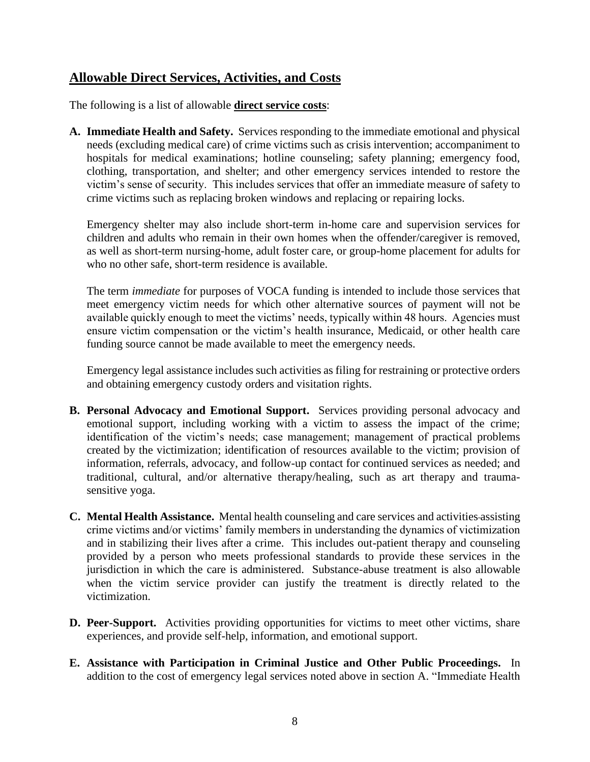## Allowable Direct Services, Activities, and Costs

The following is a list of allowable **direct service costs**:

**A. Immediate Health and Safety.** Services responding to the immediate emotional and physical needs (excluding medical care) of crime victims such as crisis intervention; accompaniment to hospitals for medical examinations; hotline counseling; safety planning; emergency food, clothing, transportation, and shelter; and other emergency services intended to restore the victim's sense of security. This includes services that offer an immediate measure of safety to crime victims such as replacing broken windows and replacing or repairing locks.

Emergency shelter may also include short-term in-home care and supervision services for children and adults who remain in their own homes when the offender/caregiver is removed, as well as short-term nursing-home, adult foster care, or group-home placement for adults for who no other safe, short-term residence is available.

The term *immediate* for purposes of VOCA funding is intended to include those services that meet emergency victim needs for which other alternative sources of payment will not be available quickly enough to meet the victims' needs, typically within 48 hours. Agencies must ensure victim compensation or the victim's health insurance, Medicaid, or other health care funding source cannot be made available to meet the emergency needs.

Emergency legal assistance includes such activities as filing for restraining or protective orders and obtaining emergency custody orders and visitation rights.

**B. Personal Advocacy and Emotional Support.** Services providing personal advocacy and emotional support, including working with a victim to assess the impact of the crime; identification of the victim's needs; case management; management of practical problems created by the victimization; identification of resources available to the victim; provision of information, referrals, advocacy, and follow-up contact for continued services as needed; and traditional, cultural, and/or alternative therapy/healing, such as art therapy and trauma-sensitive yoga.

**C. Mental Health Assistance.** Mental health counseling and care services and activities assisting crime victims and/or victims' family members in understanding the dynamics of victimization and in stabilizing their lives after a crime. This includes out-patient therapy and counseling provided by a person who meets professional standards to provide these services in the jurisdiction in which the care is administered. Substance-abuse treatment is also allowable when the victim service provider can justify the treatment is directly related to the victimization.

**D. Peer-Support.** Activities providing opportunities for victims to meet other victims, share experiences, and provide self-help, information, and emotional support.

**E. Assistance with Participation in Criminal Justice and Other Public Proceedings.** In addition to the cost of emergency legal services noted above in section A. "Immediate Health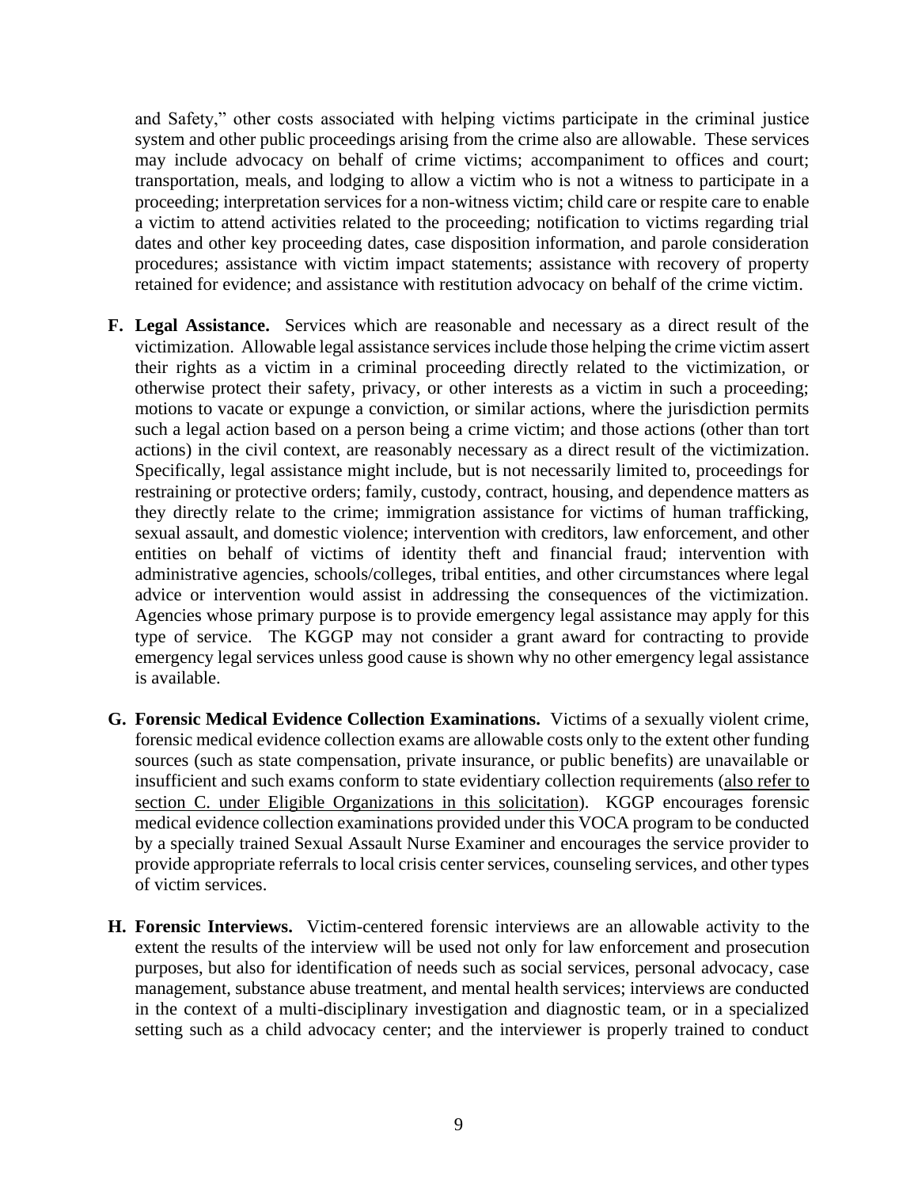and Safety," other costs associated with helping victims participate in the criminal justice system and other public proceedings arising from the crime also are allowable. These services may include advocacy on behalf of crime victims; accompaniment to offices and court; transportation, meals, and lodging to allow a victim who is not a witness to participate in a proceeding; interpretation services for a non-witness victim; child care or respite care to enable a victim to attend activities related to the proceeding; notification to victims regarding trial dates and other key proceeding dates, case disposition information, and parole consideration procedures; assistance with victim impact statements; assistance with recovery of property retained for evidence; and assistance with restitution advocacy on behalf of the crime victim.

**F. Legal Assistance.** Services which are reasonable and necessary as a direct result of the victimization. Allowable legal assistance services include those helping the crime victim assert their rights as a victim in a criminal proceeding directly related to the victimization, or otherwise protect their safety, privacy, or other interests as a victim in such a proceeding; motions to vacate or expunge a conviction, or similar actions, where the jurisdiction permits such a legal action based on a person being a crime victim; and those actions (other than tort actions) in the civil context, are reasonably necessary as a direct result of the victimization. Specifically, legal assistance might include, but is not necessarily limited to, proceedings for restraining or protective orders; family, custody, contract, housing, and dependence matters as they directly relate to the crime; immigration assistance for victims of human trafficking, sexual assault, and domestic violence; intervention with creditors, law enforcement, and other entities on behalf of victims of identity theft and financial fraud; intervention with administrative agencies, schools/colleges, tribal entities, and other circumstances where legal advice or intervention would assist in addressing the consequences of the victimization. Agencies whose primary purpose is to provide emergency legal assistance may apply for this type of service. The KGGP may not consider a grant award for contracting to provide emergency legal services unless good cause is shown why no other emergency legal assistance is available.

**G. Forensic Medical Evidence Collection Examinations.** Victims of a sexually violent crime, forensic medical evidence collection exams are allowable costs only to the extent other funding sources (such as state compensation, private insurance, or public benefits) are unavailable or insufficient and such exams conform to state evidentiary collection requirements (also refer to section C. under Eligible Organizations in this solicitation). KGGP encourages forensic medical evidence collection examinations provided under this VOCA program to be conducted by a specially trained Sexual Assault Nurse Examiner and encourages the service provider to provide appropriate referrals to local crisis center services, counseling services, and other types of victim services.

**H. Forensic Interviews.** Victim-centered forensic interviews are an allowable activity to the extent the results of the interview will be used not only for law enforcement and prosecution purposes, but also for identification of needs such as social services, personal advocacy, case management, substance abuse treatment, and mental health services; interviews are conducted in the context of a multi-disciplinary investigation and diagnostic team, or in a specialized setting such as a child advocacy center; and the interviewer is properly trained to conduct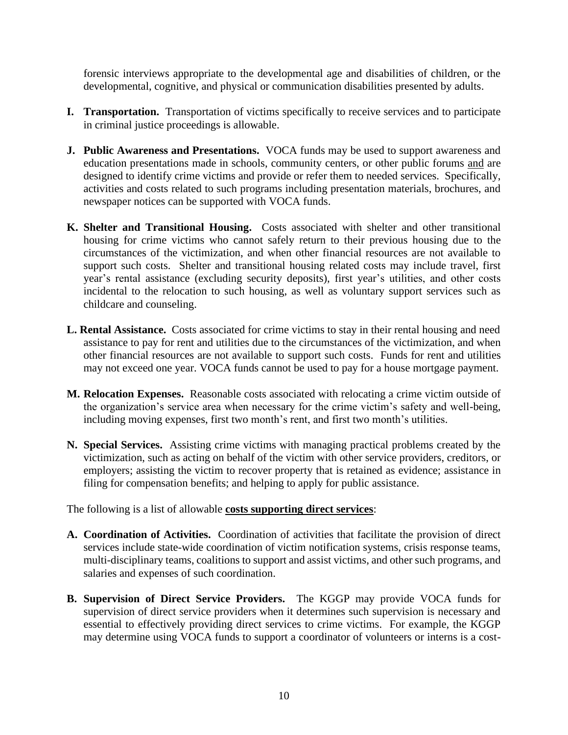forensic interviews appropriate to the developmental age and disabilities of children, or the developmental, cognitive, and physical or communication disabilities presented by adults.

**I. Transportation.** Transportation of victims specifically to receive services and to participate in criminal justice proceedings is allowable.

**J. Public Awareness and Presentations.** VOCA funds may be used to support awareness and education presentations made in schools, community centers, or other public forums <u>and</u> are designed to identify crime victims and provide or refer them to needed services. Specifically, activities and costs related to such programs including presentation materials, brochures, and newspaper notices can be supported with VOCA funds.

**K. Shelter and Transitional Housing.** Costs associated with shelter and other transitional housing for crime victims who cannot safely return to their previous housing due to the circumstances of the victimization, and when other financial resources are not available to support such costs. Shelter and transitional housing related costs may include travel, first year's rental assistance (excluding security deposits), first year's utilities, and other costs incidental to the relocation to such housing, as well as voluntary support services such as childcare and counseling.

**L. Rental Assistance.** Costs associated for crime victims to stay in their rental housing and need assistance to pay for rent and utilities due to the circumstances of the victimization, and when other financial resources are not available to support such costs. Funds for rent and utilities may not exceed one year. VOCA funds cannot be used to pay for a house mortgage payment.

**M. Relocation Expenses.** Reasonable costs associated with relocating a crime victim outside of the organization's service area when necessary for the crime victim's safety and well-being, including moving expenses, first two month's rent, and first two month's utilities.

**N. Special Services.** Assisting crime victims with managing practical problems created by the victimization, such as acting on behalf of the victim with other service providers, creditors, or employers; assisting the victim to recover property that is retained as evidence; assistance in filing for compensation benefits; and helping to apply for public assistance.

The following is a list of allowable **<u>costs supporting direct services</u>**:

**A. Coordination of Activities.** Coordination of activities that facilitate the provision of direct services include state-wide coordination of victim notification systems, crisis response teams, multi-disciplinary teams, coalitions to support and assist victims, and other such programs, and salaries and expenses of such coordination.

**B. Supervision of Direct Service Providers.** The KGGP may provide VOCA funds for supervision of direct service providers when it determines such supervision is necessary and essential to effectively providing direct services to crime victims. For example, the KGGP may determine using VOCA funds to support a coordinator of volunteers or interns is a cost-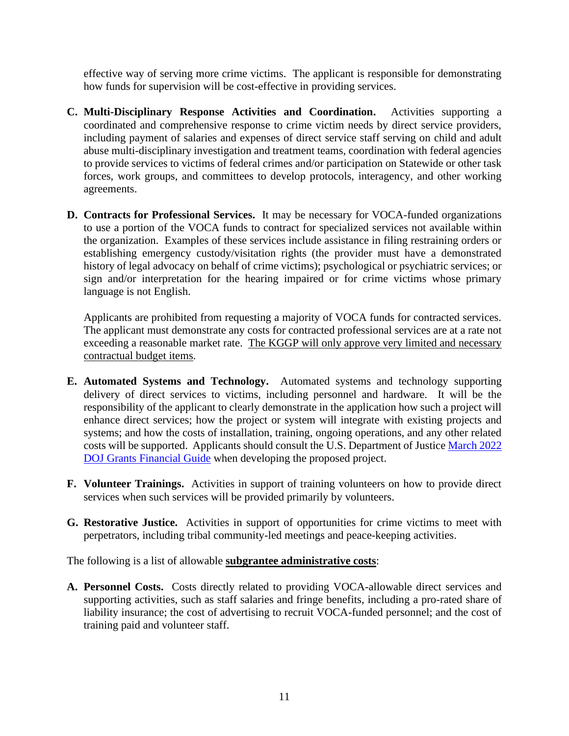effective way of serving more crime victims. The applicant is responsible for demonstrating how funds for supervision will be cost-effective in providing services.

C. **Multi-Disciplinary Response Activities and Coordination.** Activities supporting a coordinated and comprehensive response to crime victim needs by direct service providers, including payment of salaries and expenses of direct service staff serving on child and adult abuse multi-disciplinary investigation and treatment teams, coordination with federal agencies to provide services to victims of federal crimes and/or participation on Statewide or other task forces, work groups, and committees to develop protocols, interagency, and other working agreements.

D. **Contracts for Professional Services.** It may be necessary for VOCA-funded organizations to use a portion of the VOCA funds to contract for specialized services not available within the organization. Examples of these services include assistance in filing restraining orders or establishing emergency custody/visitation rights (the provider must have a demonstrated history of legal advocacy on behalf of crime victims); psychological or psychiatric services; or sign and/or interpretation for the hearing impaired or for crime victims whose primary language is not English.

   Applicants are prohibited from requesting a majority of VOCA funds for contracted services. The applicant must demonstrate any costs for contracted professional services are at a rate not exceeding a reasonable market rate. <u>The KGGP will only approve very limited and necessary contractual budget items</u>.

E. **Automated Systems and Technology.** Automated systems and technology supporting delivery of direct services to victims, including personnel and hardware. It will be the responsibility of the applicant to clearly demonstrate in the application how such a project will enhance direct services; how the project or system will integrate with existing projects and systems; and how the costs of installation, training, ongoing operations, and any other related costs will be supported. Applicants should consult the U.S. Department of Justice March 2022 DOJ Grants Financial Guide when developing the proposed project.

F. **Volunteer Trainings.** Activities in support of training volunteers on how to provide direct services when such services will be provided primarily by volunteers.

G. **Restorative Justice.** Activities in support of opportunities for crime victims to meet with perpetrators, including tribal community-led meetings and peace-keeping activities.

The following is a list of allowable **<u>subgrantee administrative costs</u>**:

A. **Personnel Costs.** Costs directly related to providing VOCA-allowable direct services and supporting activities, such as staff salaries and fringe benefits, including a pro-rated share of liability insurance; the cost of advertising to recruit VOCA-funded personnel; and the cost of training paid and volunteer staff.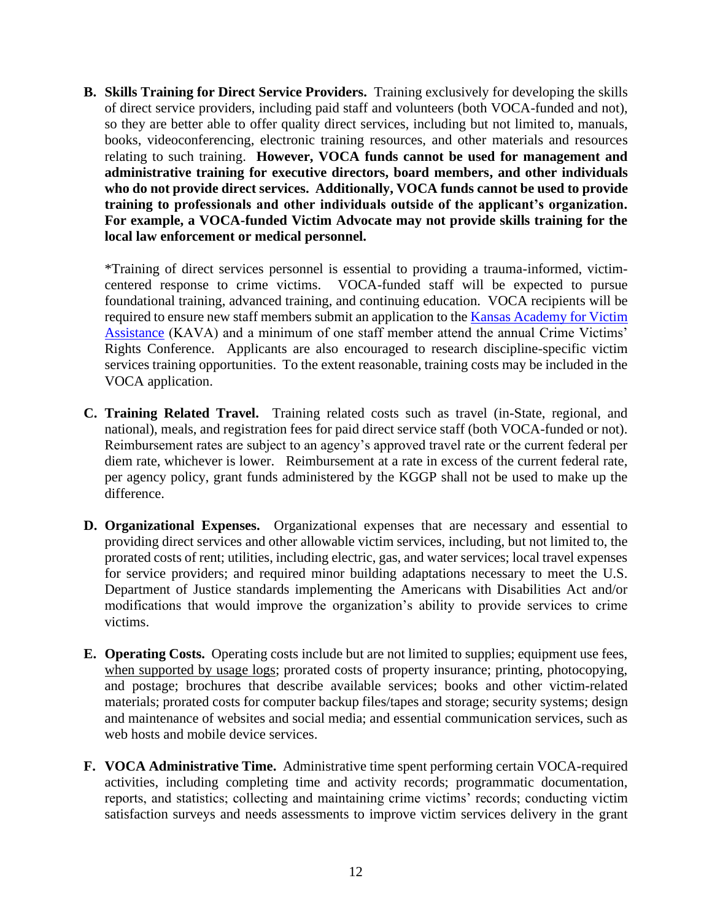**B. Skills Training for Direct Service Providers.** Training exclusively for developing the skills of direct service providers, including paid staff and volunteers (both VOCA-funded and not), so they are better able to offer quality direct services, including but not limited to, manuals, books, videoconferencing, electronic training resources, and other materials and resources relating to such training. **However, VOCA funds cannot be used for management and administrative training for executive directors, board members, and other individuals who do not provide direct services. Additionally, VOCA funds cannot be used to provide training to professionals and other individuals outside of the applicant's organization. For example, a VOCA-funded Victim Advocate may not provide skills training for the local law enforcement or medical personnel.**

*Training of direct services personnel is essential to providing a trauma-informed, victim-centered response to crime victims. VOCA-funded staff will be expected to pursue foundational training, advanced training, and continuing education. VOCA recipients will be required to ensure new staff members submit an application to the Kansas Academy for Victim Assistance (KAVA) and a minimum of one staff member attend the annual Crime Victims' Rights Conference. Applicants are also encouraged to research discipline-specific victim services training opportunities. To the extent reasonable, training costs may be included in the VOCA application.

**C. Training Related Travel.** Training related costs such as travel (in-State, regional, and national), meals, and registration fees for paid direct service staff (both VOCA-funded or not). Reimbursement rates are subject to an agency's approved travel rate or the current federal per diem rate, whichever is lower. Reimbursement at a rate in excess of the current federal rate, per agency policy, grant funds administered by the KGGP shall not be used to make up the difference.

**D. Organizational Expenses.** Organizational expenses that are necessary and essential to providing direct services and other allowable victim services, including, but not limited to, the prorated costs of rent; utilities, including electric, gas, and water services; local travel expenses for service providers; and required minor building adaptations necessary to meet the U.S. Department of Justice standards implementing the Americans with Disabilities Act and/or modifications that would improve the organization's ability to provide services to crime victims.

**E. Operating Costs.** Operating costs include but are not limited to supplies; equipment use fees, <u>when supported by usage logs</u>; prorated costs of property insurance; printing, photocopying, and postage; brochures that describe available services; books and other victim-related materials; prorated costs for computer backup files/tapes and storage; security systems; design and maintenance of websites and social media; and essential communication services, such as web hosts and mobile device services.

**F. VOCA Administrative Time.** Administrative time spent performing certain VOCA-required activities, including completing time and activity records; programmatic documentation, reports, and statistics; collecting and maintaining crime victims' records; conducting victim satisfaction surveys and needs assessments to improve victim services delivery in the grant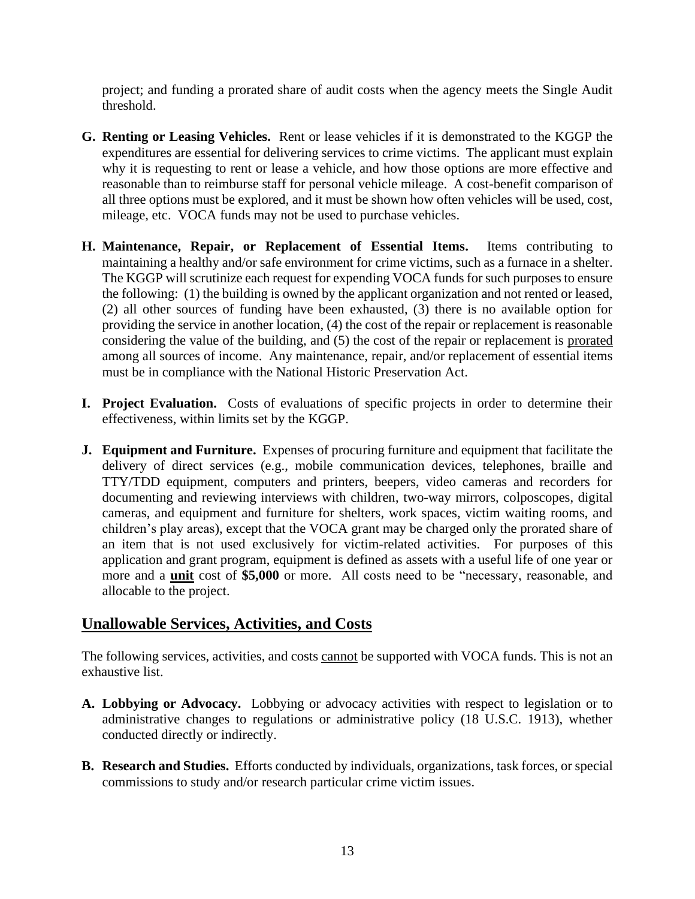project; and funding a prorated share of audit costs when the agency meets the Single Audit threshold.

**G. Renting or Leasing Vehicles.** Rent or lease vehicles if it is demonstrated to the KGGP the expenditures are essential for delivering services to crime victims. The applicant must explain why it is requesting to rent or lease a vehicle, and how those options are more effective and reasonable than to reimburse staff for personal vehicle mileage. A cost-benefit comparison of all three options must be explored, and it must be shown how often vehicles will be used, cost, mileage, etc. VOCA funds may not be used to purchase vehicles.

**H. Maintenance, Repair, or Replacement of Essential Items.** Items contributing to maintaining a healthy and/or safe environment for crime victims, such as a furnace in a shelter. The KGGP will scrutinize each request for expending VOCA funds for such purposes to ensure the following: (1) the building is owned by the applicant organization and not rented or leased, (2) all other sources of funding have been exhausted, (3) there is no available option for providing the service in another location, (4) the cost of the repair or replacement is reasonable considering the value of the building, and (5) the cost of the repair or replacement is prorated among all sources of income. Any maintenance, repair, and/or replacement of essential items must be in compliance with the National Historic Preservation Act.

**I. Project Evaluation.** Costs of evaluations of specific projects in order to determine their effectiveness, within limits set by the KGGP.

**J. Equipment and Furniture.** Expenses of procuring furniture and equipment that facilitate the delivery of direct services (e.g., mobile communication devices, telephones, braille and TTY/TDD equipment, computers and printers, beepers, video cameras and recorders for documenting and reviewing interviews with children, two-way mirrors, colposcopes, digital cameras, and equipment and furniture for shelters, work spaces, victim waiting rooms, and children's play areas), except that the VOCA grant may be charged only the prorated share of an item that is not used exclusively for victim-related activities. For purposes of this application and grant program, equipment is defined as assets with a useful life of one year or more and a **unit** cost of **$5,000** or more. All costs need to be "necessary, reasonable, and allocable to the project.

## Unallowable Services, Activities, and Costs

The following services, activities, and costs cannot be supported with VOCA funds. This is not an exhaustive list.

**A. Lobbying or Advocacy.** Lobbying or advocacy activities with respect to legislation or to administrative changes to regulations or administrative policy (18 U.S.C. 1913), whether conducted directly or indirectly.

**B. Research and Studies.** Efforts conducted by individuals, organizations, task forces, or special commissions to study and/or research particular crime victim issues.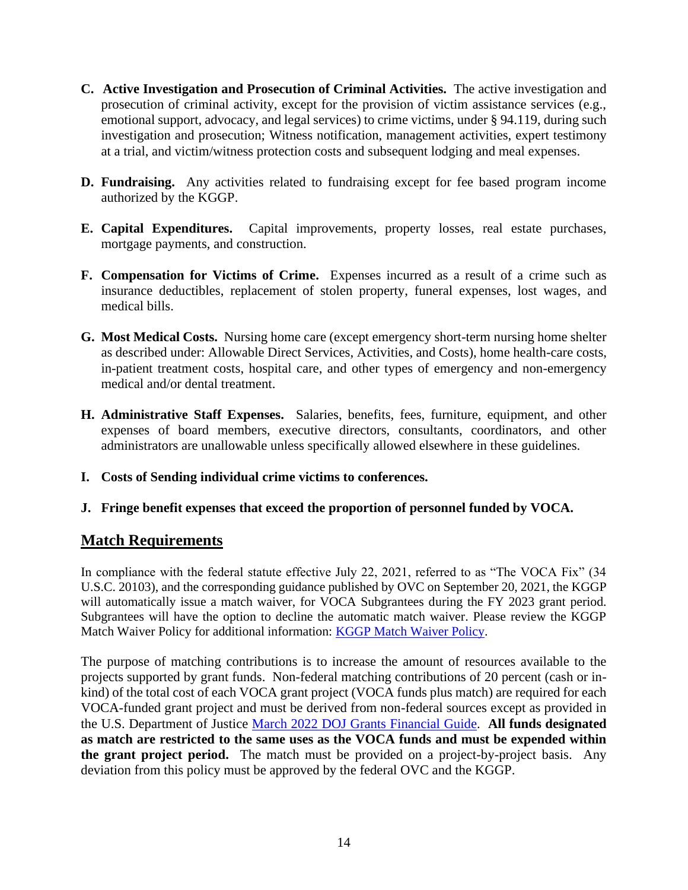**C. Active Investigation and Prosecution of Criminal Activities.** The active investigation and prosecution of criminal activity, except for the provision of victim assistance services (e.g., emotional support, advocacy, and legal services) to crime victims, under § 94.119, during such investigation and prosecution; Witness notification, management activities, expert testimony at a trial, and victim/witness protection costs and subsequent lodging and meal expenses.

**D. Fundraising.** Any activities related to fundraising except for fee based program income authorized by the KGGP.

**E. Capital Expenditures.** Capital improvements, property losses, real estate purchases, mortgage payments, and construction.

**F. Compensation for Victims of Crime.** Expenses incurred as a result of a crime such as insurance deductibles, replacement of stolen property, funeral expenses, lost wages, and medical bills.

**G. Most Medical Costs.** Nursing home care (except emergency short-term nursing home shelter as described under: Allowable Direct Services, Activities, and Costs), home health-care costs, in-patient treatment costs, hospital care, and other types of emergency and non-emergency medical and/or dental treatment.

**H. Administrative Staff Expenses.** Salaries, benefits, fees, furniture, equipment, and other expenses of board members, executive directors, consultants, coordinators, and other administrators are unallowable unless specifically allowed elsewhere in these guidelines.

**I. Costs of Sending individual crime victims to conferences.**

**J. Fringe benefit expenses that exceed the proportion of personnel funded by VOCA.**

## Match Requirements

In compliance with the federal statute effective July 22, 2021, referred to as "The VOCA Fix" (34 U.S.C. 20103), and the corresponding guidance published by OVC on September 20, 2021, the KGGP will automatically issue a match waiver, for VOCA Subgrantees during the FY 2023 grant period. Subgrantees will have the option to decline the automatic match waiver. Please review the KGGP Match Waiver Policy for additional information: KGGP Match Waiver Policy.

The purpose of matching contributions is to increase the amount of resources available to the projects supported by grant funds. Non-federal matching contributions of 20 percent (cash or in-kind) of the total cost of each VOCA grant project (VOCA funds plus match) are required for each VOCA-funded grant project and must be derived from non-federal sources except as provided in the U.S. Department of Justice March 2022 DOJ Grants Financial Guide. **All funds designated as match are restricted to the same uses as the VOCA funds and must be expended within the grant project period.** The match must be provided on a project-by-project basis. Any deviation from this policy must be approved by the federal OVC and the KGGP.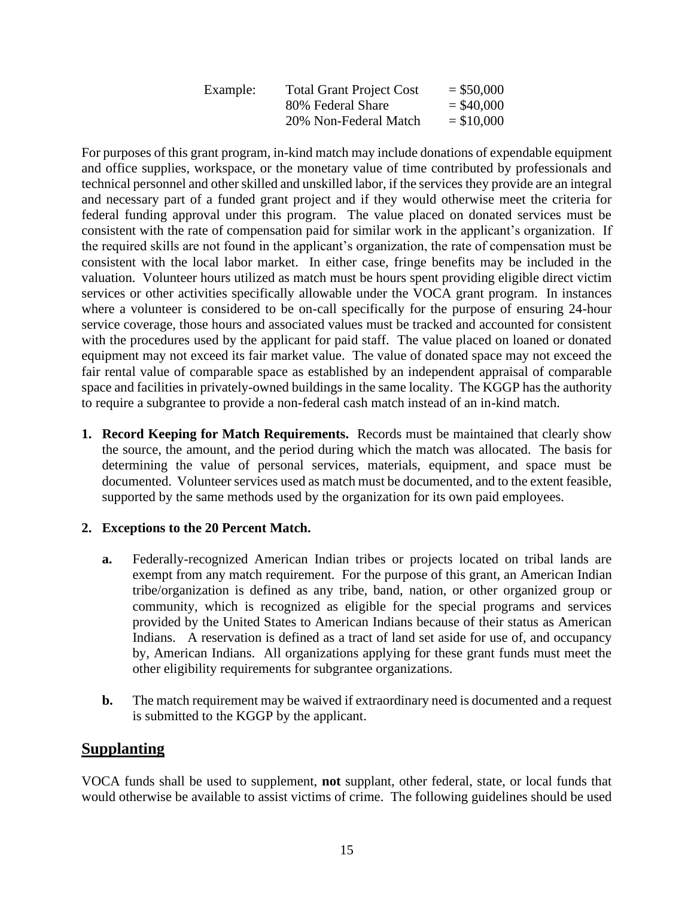| Example: | Total Grant Project Cost | = $50,000 |
|---|---|---|
| | 80% Federal Share | = $40,000 |
| | 20% Non-Federal Match | = $10,000 |

For purposes of this grant program, in-kind match may include donations of expendable equipment and office supplies, workspace, or the monetary value of time contributed by professionals and technical personnel and other skilled and unskilled labor, if the services they provide are an integral and necessary part of a funded grant project and if they would otherwise meet the criteria for federal funding approval under this program. The value placed on donated services must be consistent with the rate of compensation paid for similar work in the applicant's organization. If the required skills are not found in the applicant's organization, the rate of compensation must be consistent with the local labor market. In either case, fringe benefits may be included in the valuation. Volunteer hours utilized as match must be hours spent providing eligible direct victim services or other activities specifically allowable under the VOCA grant program. In instances where a volunteer is considered to be on-call specifically for the purpose of ensuring 24-hour service coverage, those hours and associated values must be tracked and accounted for consistent with the procedures used by the applicant for paid staff. The value placed on loaned or donated equipment may not exceed its fair market value. The value of donated space may not exceed the fair rental value of comparable space as established by an independent appraisal of comparable space and facilities in privately-owned buildings in the same locality. The KGGP has the authority to require a subgrantee to provide a non-federal cash match instead of an in-kind match.

1. **Record Keeping for Match Requirements.** Records must be maintained that clearly show the source, the amount, and the period during which the match was allocated. The basis for determining the value of personal services, materials, equipment, and space must be documented. Volunteer services used as match must be documented, and to the extent feasible, supported by the same methods used by the organization for its own paid employees.

2. **Exceptions to the 20 Percent Match.**

   **a.** Federally-recognized American Indian tribes or projects located on tribal lands are exempt from any match requirement. For the purpose of this grant, an American Indian tribe/organization is defined as any tribe, band, nation, or other organized group or community, which is recognized as eligible for the special programs and services provided by the United States to American Indians because of their status as American Indians. A reservation is defined as a tract of land set aside for use of, and occupancy by, American Indians. All organizations applying for these grant funds must meet the other eligibility requirements for subgrantee organizations.

   **b.** The match requirement may be waived if extraordinary need is documented and a request is submitted to the KGGP by the applicant.

## Supplanting

VOCA funds shall be used to supplement, **not** supplant, other federal, state, or local funds that would otherwise be available to assist victims of crime. The following guidelines should be used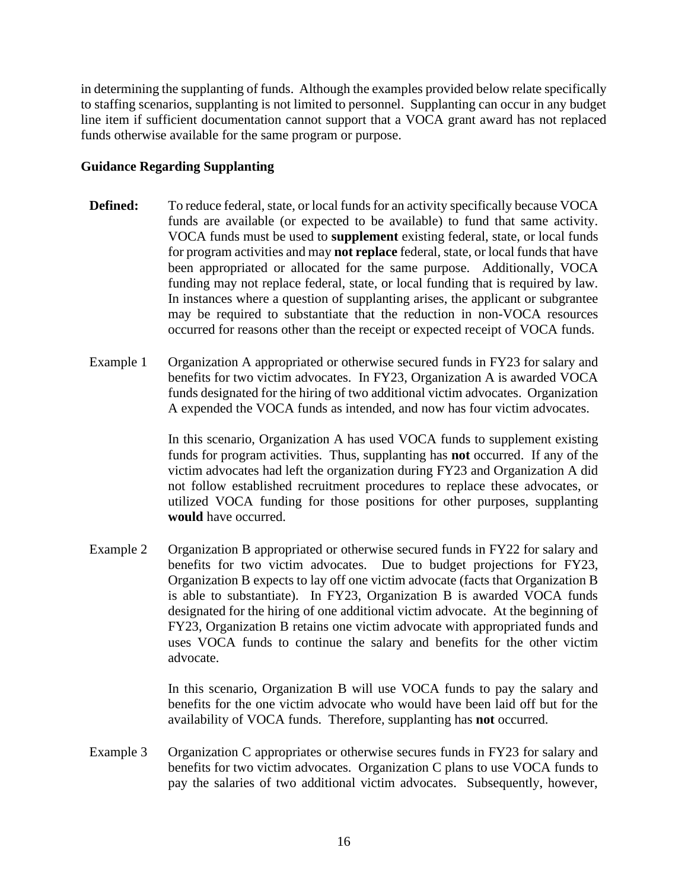in determining the supplanting of funds. Although the examples provided below relate specifically to staffing scenarios, supplanting is not limited to personnel. Supplanting can occur in any budget line item if sufficient documentation cannot support that a VOCA grant award has not replaced funds otherwise available for the same program or purpose.

**Guidance Regarding Supplanting**

**Defined:** To reduce federal, state, or local funds for an activity specifically because VOCA funds are available (or expected to be available) to fund that same activity. VOCA funds must be used to **supplement** existing federal, state, or local funds for program activities and may **not replace** federal, state, or local funds that have been appropriated or allocated for the same purpose. Additionally, VOCA funding may not replace federal, state, or local funding that is required by law. In instances where a question of supplanting arises, the applicant or subgrantee may be required to substantiate that the reduction in non-VOCA resources occurred for reasons other than the receipt or expected receipt of VOCA funds.

Example 1 Organization A appropriated or otherwise secured funds in FY23 for salary and benefits for two victim advocates. In FY23, Organization A is awarded VOCA funds designated for the hiring of two additional victim advocates. Organization A expended the VOCA funds as intended, and now has four victim advocates.

In this scenario, Organization A has used VOCA funds to supplement existing funds for program activities. Thus, supplanting has **not** occurred. If any of the victim advocates had left the organization during FY23 and Organization A did not follow established recruitment procedures to replace these advocates, or utilized VOCA funding for those positions for other purposes, supplanting **would** have occurred.

Example 2 Organization B appropriated or otherwise secured funds in FY22 for salary and benefits for two victim advocates. Due to budget projections for FY23, Organization B expects to lay off one victim advocate (facts that Organization B is able to substantiate). In FY23, Organization B is awarded VOCA funds designated for the hiring of one additional victim advocate. At the beginning of FY23, Organization B retains one victim advocate with appropriated funds and uses VOCA funds to continue the salary and benefits for the other victim advocate.

In this scenario, Organization B will use VOCA funds to pay the salary and benefits for the one victim advocate who would have been laid off but for the availability of VOCA funds. Therefore, supplanting has **not** occurred.

Example 3 Organization C appropriates or otherwise secures funds in FY23 for salary and benefits for two victim advocates. Organization C plans to use VOCA funds to pay the salaries of two additional victim advocates. Subsequently, however,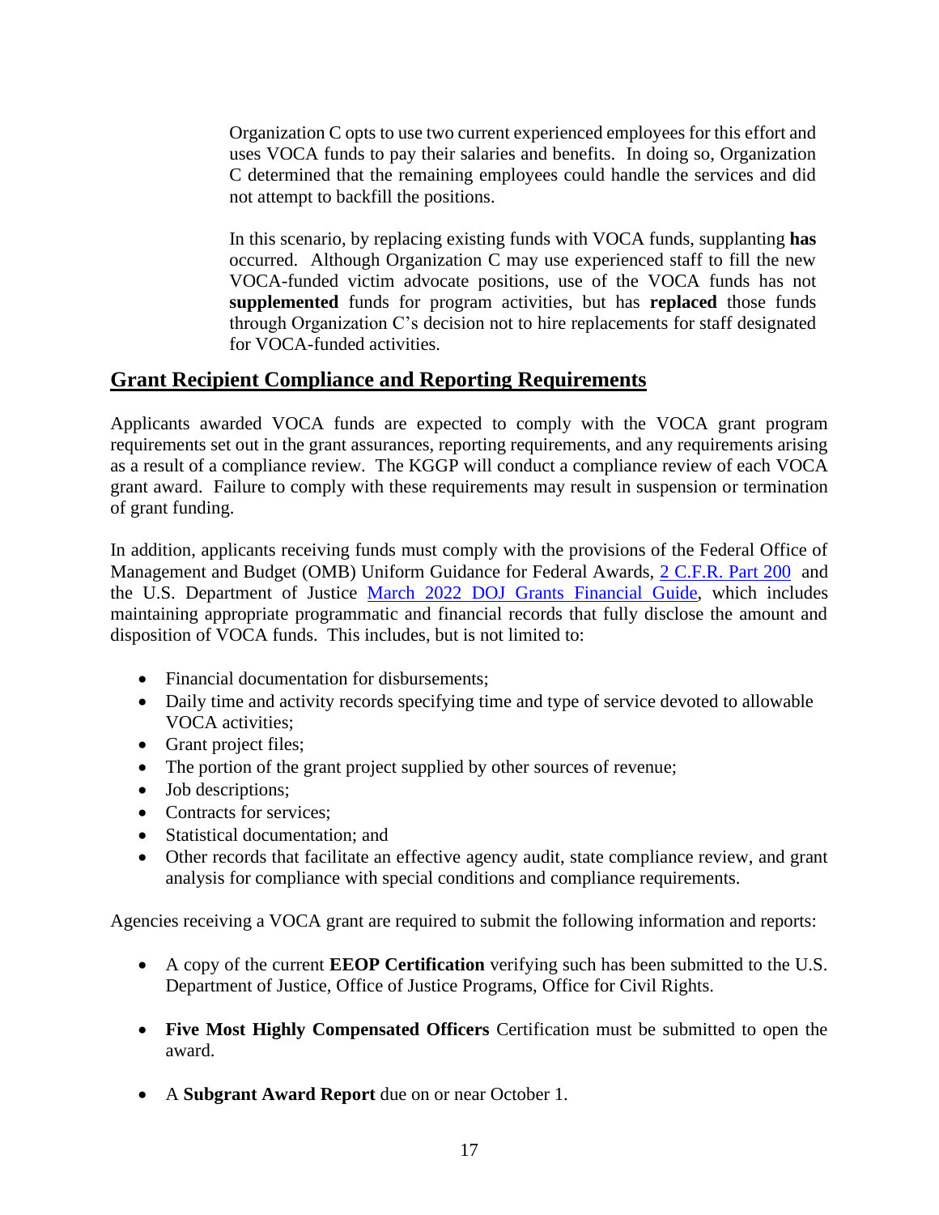Organization C opts to use two current experienced employees for this effort and uses VOCA funds to pay their salaries and benefits. In doing so, Organization C determined that the remaining employees could handle the services and did not attempt to backfill the positions.

In this scenario, by replacing existing funds with VOCA funds, supplanting **has** occurred. Although Organization C may use experienced staff to fill the new VOCA-funded victim advocate positions, use of the VOCA funds has not **supplemented** funds for program activities, but has **replaced** those funds through Organization C's decision not to hire replacements for staff designated for VOCA-funded activities.

## Grant Recipient Compliance and Reporting Requirements

Applicants awarded VOCA funds are expected to comply with the VOCA grant program requirements set out in the grant assurances, reporting requirements, and any requirements arising as a result of a compliance review. The KGGP will conduct a compliance review of each VOCA grant award. Failure to comply with these requirements may result in suspension or termination of grant funding.

In addition, applicants receiving funds must comply with the provisions of the Federal Office of Management and Budget (OMB) Uniform Guidance for Federal Awards, 2 C.F.R. Part 200 and the U.S. Department of Justice March 2022 DOJ Grants Financial Guide, which includes maintaining appropriate programmatic and financial records that fully disclose the amount and disposition of VOCA funds. This includes, but is not limited to:

- Financial documentation for disbursements;
- Daily time and activity records specifying time and type of service devoted to allowable VOCA activities;
- Grant project files;
- The portion of the grant project supplied by other sources of revenue;
- Job descriptions;
- Contracts for services;
- Statistical documentation; and
- Other records that facilitate an effective agency audit, state compliance review, and grant analysis for compliance with special conditions and compliance requirements.

Agencies receiving a VOCA grant are required to submit the following information and reports:

- A copy of the current **EEOP Certification** verifying such has been submitted to the U.S. Department of Justice, Office of Justice Programs, Office for Civil Rights.

- **Five Most Highly Compensated Officers** Certification must be submitted to open the award.

- A **Subgrant Award Report** due on or near October 1.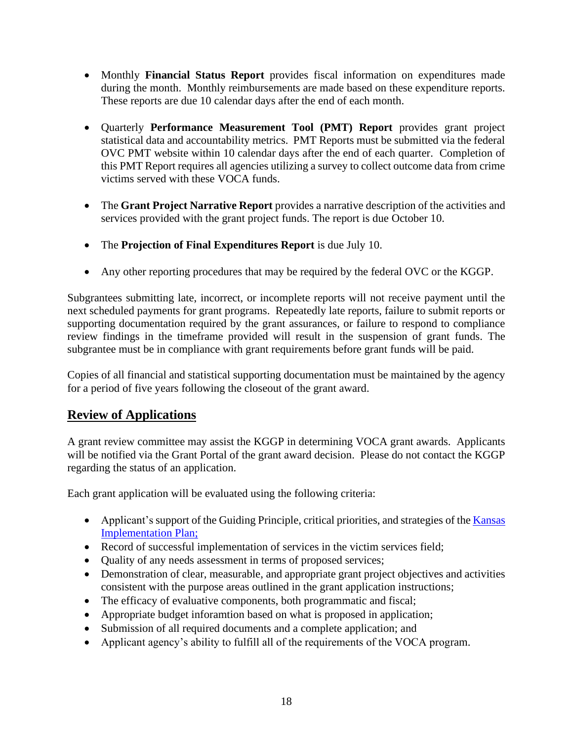- Monthly **Financial Status Report** provides fiscal information on expenditures made during the month. Monthly reimbursements are made based on these expenditure reports. These reports are due 10 calendar days after the end of each month.

- Quarterly **Performance Measurement Tool (PMT) Report** provides grant project statistical data and accountability metrics. PMT Reports must be submitted via the federal OVC PMT website within 10 calendar days after the end of each quarter. Completion of this PMT Report requires all agencies utilizing a survey to collect outcome data from crime victims served with these VOCA funds.

- The **Grant Project Narrative Report** provides a narrative description of the activities and services provided with the grant project funds. The report is due October 10.

- The **Projection of Final Expenditures Report** is due July 10.

- Any other reporting procedures that may be required by the federal OVC or the KGGP.

Subgrantees submitting late, incorrect, or incomplete reports will not receive payment until the next scheduled payments for grant programs. Repeatedly late reports, failure to submit reports or supporting documentation required by the grant assurances, or failure to respond to compliance review findings in the timeframe provided will result in the suspension of grant funds. The subgrantee must be in compliance with grant requirements before grant funds will be paid.

Copies of all financial and statistical supporting documentation must be maintained by the agency for a period of five years following the closeout of the grant award.

## Review of Applications

A grant review committee may assist the KGGP in determining VOCA grant awards. Applicants will be notified via the Grant Portal of the grant award decision. Please do not contact the KGGP regarding the status of an application.

Each grant application will be evaluated using the following criteria:

- Applicant's support of the Guiding Principle, critical priorities, and strategies of the Kansas Implementation Plan;
- Record of successful implementation of services in the victim services field;
- Quality of any needs assessment in terms of proposed services;
- Demonstration of clear, measurable, and appropriate grant project objectives and activities consistent with the purpose areas outlined in the grant application instructions;
- The efficacy of evaluative components, both programmatic and fiscal;
- Appropriate budget inforamtion based on what is proposed in application;
- Submission of all required documents and a complete application; and
- Applicant agency's ability to fulfill all of the requirements of the VOCA program.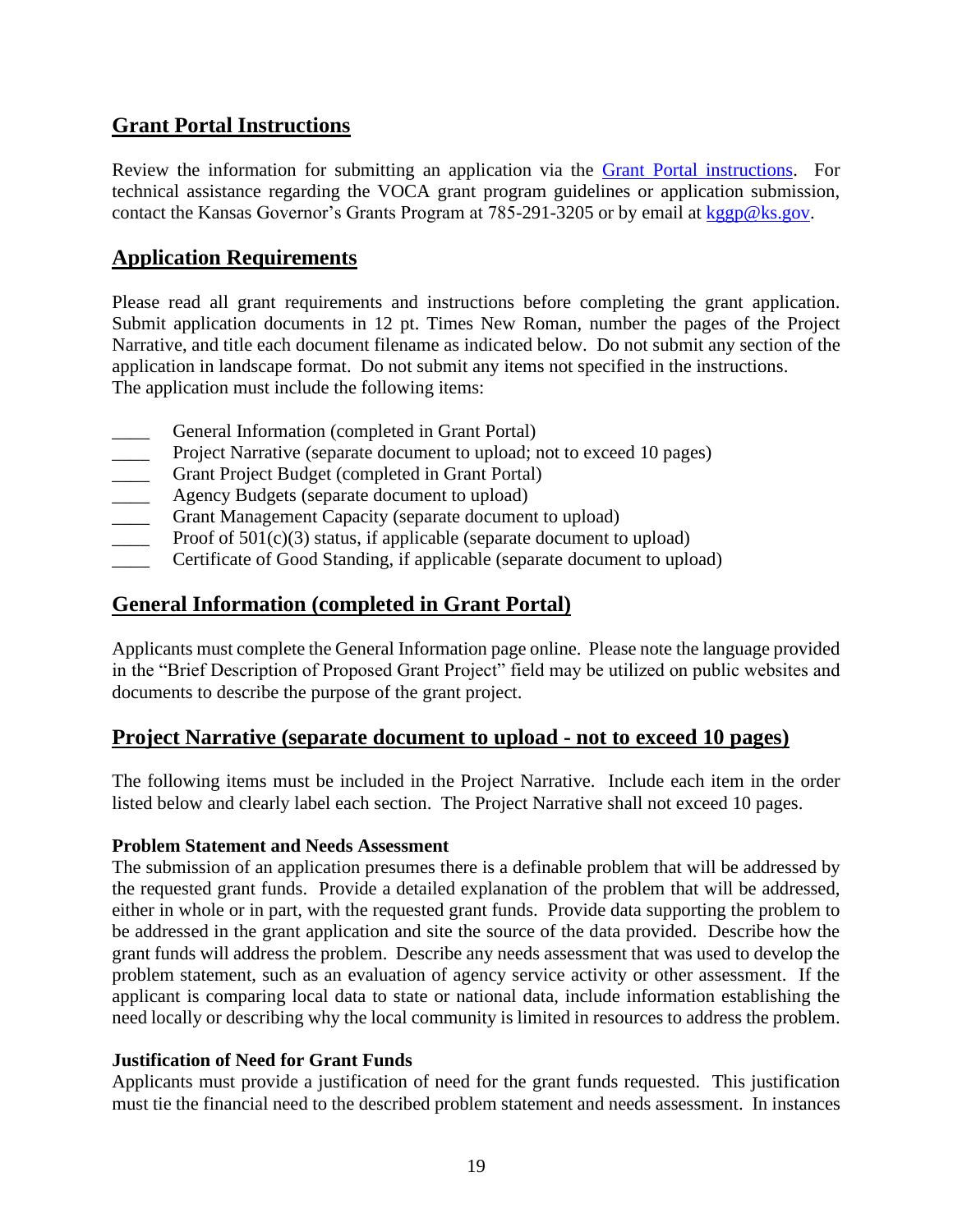## Grant Portal Instructions

Review the information for submitting an application via the [Grant Portal instructions](). For technical assistance regarding the VOCA grant program guidelines or application submission, contact the Kansas Governor's Grants Program at 785-291-3205 or by email at [kggp@ks.gov](mailto:kggp@ks.gov).

## Application Requirements

Please read all grant requirements and instructions before completing the grant application. Submit application documents in 12 pt. Times New Roman, number the pages of the Project Narrative, and title each document filename as indicated below. Do not submit any section of the application in landscape format. Do not submit any items not specified in the instructions. The application must include the following items:

- ____ General Information (completed in Grant Portal)
- ____ Project Narrative (separate document to upload; not to exceed 10 pages)
- ____ Grant Project Budget (completed in Grant Portal)
- ____ Agency Budgets (separate document to upload)
- ____ Grant Management Capacity (separate document to upload)
- ____ Proof of 501(c)(3) status, if applicable (separate document to upload)
- ____ Certificate of Good Standing, if applicable (separate document to upload)

## General Information (completed in Grant Portal)

Applicants must complete the General Information page online. Please note the language provided in the "Brief Description of Proposed Grant Project" field may be utilized on public websites and documents to describe the purpose of the grant project.

## Project Narrative (separate document to upload - not to exceed 10 pages)

The following items must be included in the Project Narrative. Include each item in the order listed below and clearly label each section. The Project Narrative shall not exceed 10 pages.

**Problem Statement and Needs Assessment**

The submission of an application presumes there is a definable problem that will be addressed by the requested grant funds. Provide a detailed explanation of the problem that will be addressed, either in whole or in part, with the requested grant funds. Provide data supporting the problem to be addressed in the grant application and site the source of the data provided. Describe how the grant funds will address the problem. Describe any needs assessment that was used to develop the problem statement, such as an evaluation of agency service activity or other assessment. If the applicant is comparing local data to state or national data, include information establishing the need locally or describing why the local community is limited in resources to address the problem.

**Justification of Need for Grant Funds**

Applicants must provide a justification of need for the grant funds requested. This justification must tie the financial need to the described problem statement and needs assessment. In instances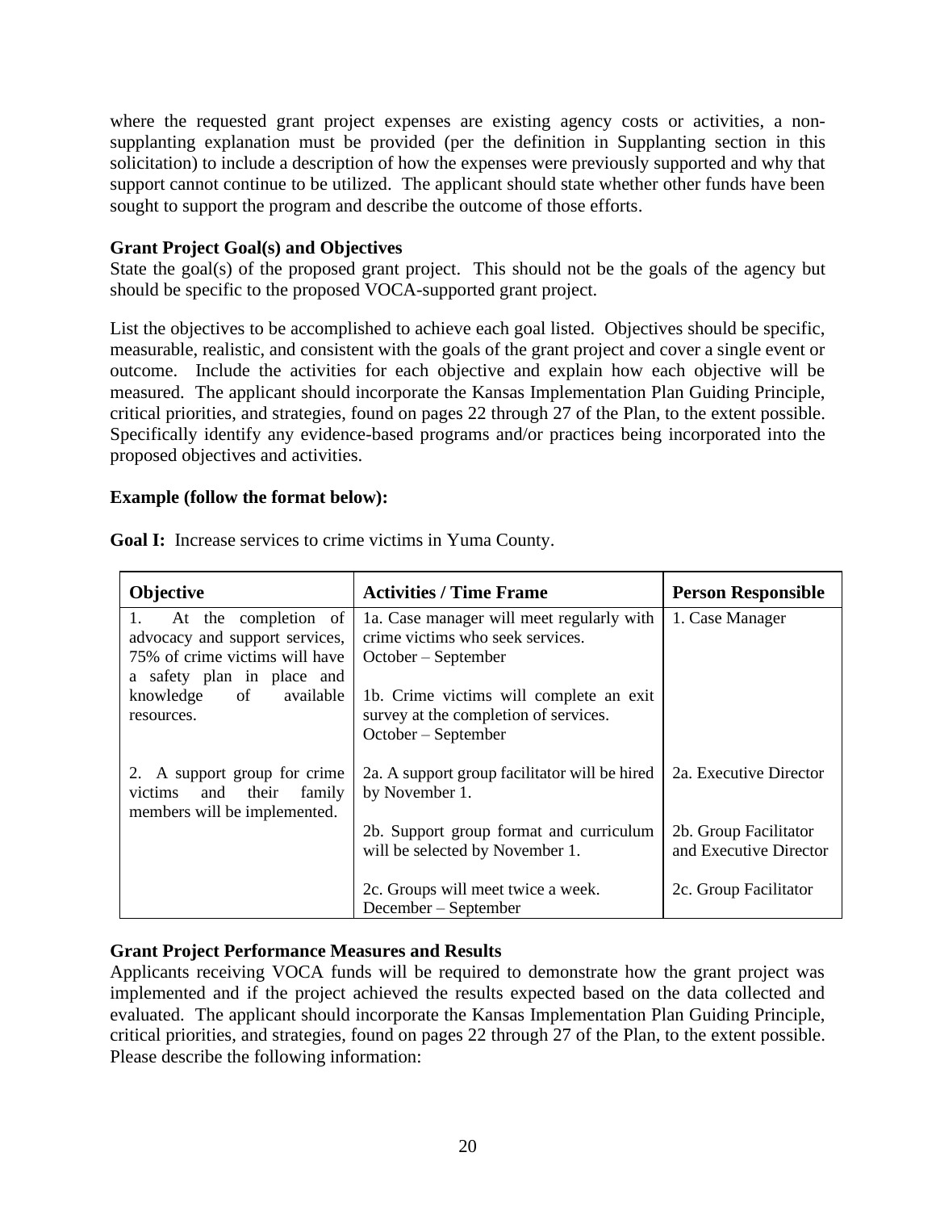where the requested grant project expenses are existing agency costs or activities, a non-supplanting explanation must be provided (per the definition in Supplanting section in this solicitation) to include a description of how the expenses were previously supported and why that support cannot continue to be utilized. The applicant should state whether other funds have been sought to support the program and describe the outcome of those efforts.

**Grant Project Goal(s) and Objectives**

State the goal(s) of the proposed grant project. This should not be the goals of the agency but should be specific to the proposed VOCA-supported grant project.

List the objectives to be accomplished to achieve each goal listed. Objectives should be specific, measurable, realistic, and consistent with the goals of the grant project and cover a single event or outcome. Include the activities for each objective and explain how each objective will be measured. The applicant should incorporate the Kansas Implementation Plan Guiding Principle, critical priorities, and strategies, found on pages 22 through 27 of the Plan, to the extent possible. Specifically identify any evidence-based programs and/or practices being incorporated into the proposed objectives and activities.

**Example (follow the format below):**

**Goal I:** Increase services to crime victims in Yuma County.

| Objective | Activities / Time Frame | Person Responsible |
|---|---|---|
| 1. At the completion of advocacy and support services, 75% of crime victims will have a safety plan in place and knowledge of available resources. | 1a. Case manager will meet regularly with crime victims who seek services. October – September<br><br>1b. Crime victims will complete an exit survey at the completion of services. October – September | 1. Case Manager |
| 2. A support group for crime victims and their family members will be implemented. | 2a. A support group facilitator will be hired by November 1.<br><br>2b. Support group format and curriculum will be selected by November 1.<br><br>2c. Groups will meet twice a week. December – September | 2a. Executive Director<br><br>2b. Group Facilitator and Executive Director<br><br>2c. Group Facilitator |

**Grant Project Performance Measures and Results**

Applicants receiving VOCA funds will be required to demonstrate how the grant project was implemented and if the project achieved the results expected based on the data collected and evaluated. The applicant should incorporate the Kansas Implementation Plan Guiding Principle, critical priorities, and strategies, found on pages 22 through 27 of the Plan, to the extent possible. Please describe the following information: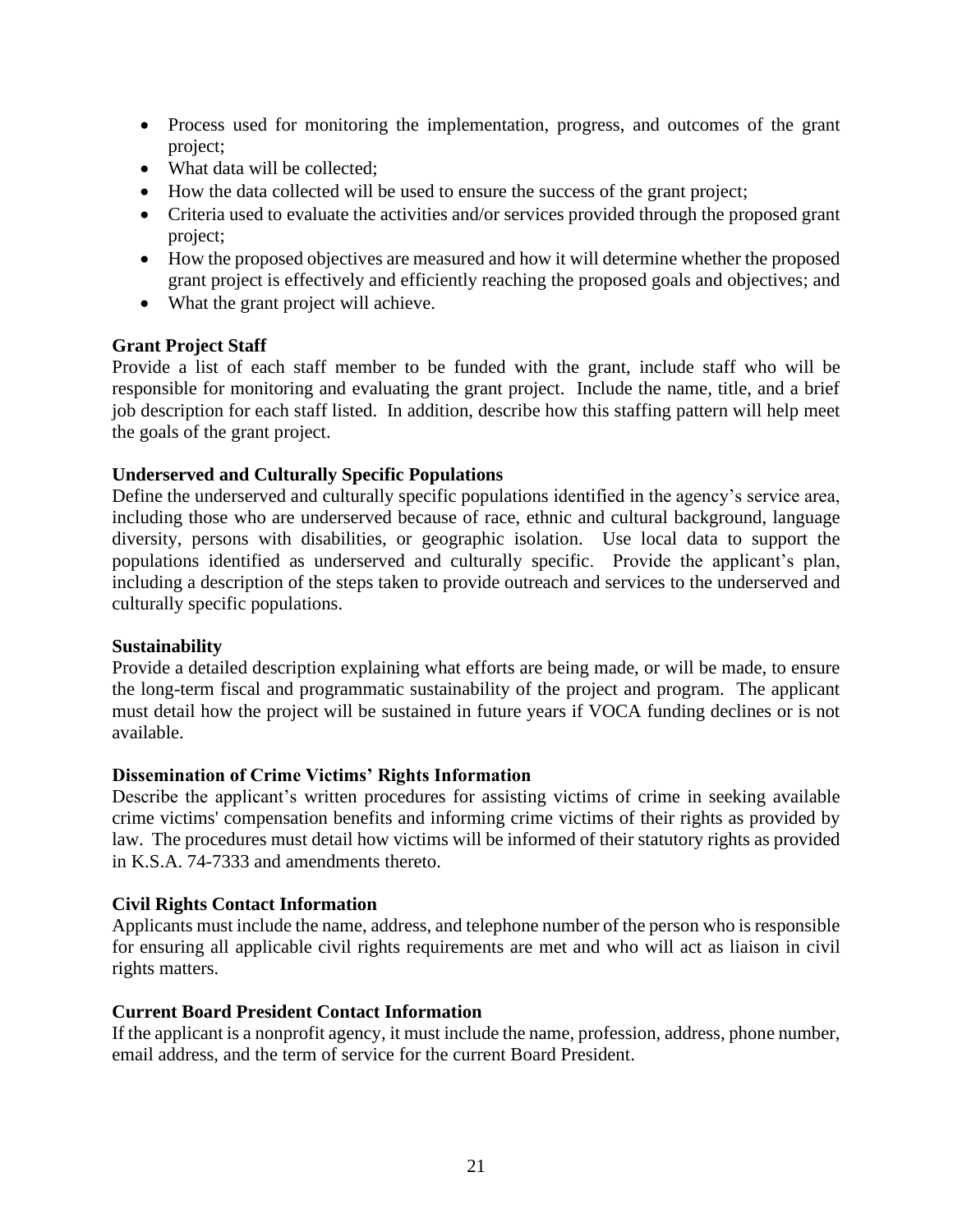- Process used for monitoring the implementation, progress, and outcomes of the grant project;
- What data will be collected;
- How the data collected will be used to ensure the success of the grant project;
- Criteria used to evaluate the activities and/or services provided through the proposed grant project;
- How the proposed objectives are measured and how it will determine whether the proposed grant project is effectively and efficiently reaching the proposed goals and objectives; and
- What the grant project will achieve.

**Grant Project Staff**
Provide a list of each staff member to be funded with the grant, include staff who will be responsible for monitoring and evaluating the grant project. Include the name, title, and a brief job description for each staff listed. In addition, describe how this staffing pattern will help meet the goals of the grant project.

**Underserved and Culturally Specific Populations**
Define the underserved and culturally specific populations identified in the agency's service area, including those who are underserved because of race, ethnic and cultural background, language diversity, persons with disabilities, or geographic isolation. Use local data to support the populations identified as underserved and culturally specific. Provide the applicant's plan, including a description of the steps taken to provide outreach and services to the underserved and culturally specific populations.

**Sustainability**
Provide a detailed description explaining what efforts are being made, or will be made, to ensure the long-term fiscal and programmatic sustainability of the project and program. The applicant must detail how the project will be sustained in future years if VOCA funding declines or is not available.

**Dissemination of Crime Victims' Rights Information**
Describe the applicant's written procedures for assisting victims of crime in seeking available crime victims' compensation benefits and informing crime victims of their rights as provided by law. The procedures must detail how victims will be informed of their statutory rights as provided in K.S.A. 74-7333 and amendments thereto.

**Civil Rights Contact Information**
Applicants must include the name, address, and telephone number of the person who is responsible for ensuring all applicable civil rights requirements are met and who will act as liaison in civil rights matters.

**Current Board President Contact Information**
If the applicant is a nonprofit agency, it must include the name, profession, address, phone number, email address, and the term of service for the current Board President.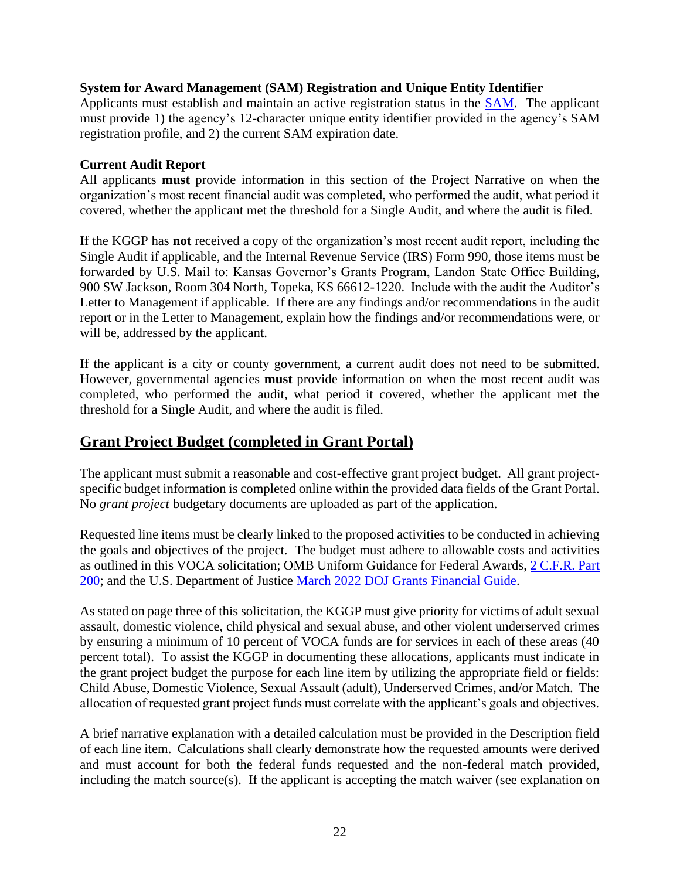**System for Award Management (SAM) Registration and Unique Entity Identifier**
Applicants must establish and maintain an active registration status in the [SAM](). The applicant must provide 1) the agency's 12-character unique entity identifier provided in the agency's SAM registration profile, and 2) the current SAM expiration date.

**Current Audit Report**
All applicants **must** provide information in this section of the Project Narrative on when the organization's most recent financial audit was completed, who performed the audit, what period it covered, whether the applicant met the threshold for a Single Audit, and where the audit is filed.

If the KGGP has **not** received a copy of the organization's most recent audit report, including the Single Audit if applicable, and the Internal Revenue Service (IRS) Form 990, those items must be forwarded by U.S. Mail to: Kansas Governor's Grants Program, Landon State Office Building, 900 SW Jackson, Room 304 North, Topeka, KS 66612-1220. Include with the audit the Auditor's Letter to Management if applicable. If there are any findings and/or recommendations in the audit report or in the Letter to Management, explain how the findings and/or recommendations were, or will be, addressed by the applicant.

If the applicant is a city or county government, a current audit does not need to be submitted. However, governmental agencies **must** provide information on when the most recent audit was completed, who performed the audit, what period it covered, whether the applicant met the threshold for a Single Audit, and where the audit is filed.

## Grant Project Budget (completed in Grant Portal)

The applicant must submit a reasonable and cost-effective grant project budget. All grant project-specific budget information is completed online within the provided data fields of the Grant Portal. No *grant project* budgetary documents are uploaded as part of the application.

Requested line items must be clearly linked to the proposed activities to be conducted in achieving the goals and objectives of the project. The budget must adhere to allowable costs and activities as outlined in this VOCA solicitation; OMB Uniform Guidance for Federal Awards, [2 C.F.R. Part 200](); and the U.S. Department of Justice [March 2022 DOJ Grants Financial Guide]().

As stated on page three of this solicitation, the KGGP must give priority for victims of adult sexual assault, domestic violence, child physical and sexual abuse, and other violent underserved crimes by ensuring a minimum of 10 percent of VOCA funds are for services in each of these areas (40 percent total). To assist the KGGP in documenting these allocations, applicants must indicate in the grant project budget the purpose for each line item by utilizing the appropriate field or fields: Child Abuse, Domestic Violence, Sexual Assault (adult), Underserved Crimes, and/or Match. The allocation of requested grant project funds must correlate with the applicant's goals and objectives.

A brief narrative explanation with a detailed calculation must be provided in the Description field of each line item. Calculations shall clearly demonstrate how the requested amounts were derived and must account for both the federal funds requested and the non-federal match provided, including the match source(s). If the applicant is accepting the match waiver (see explanation on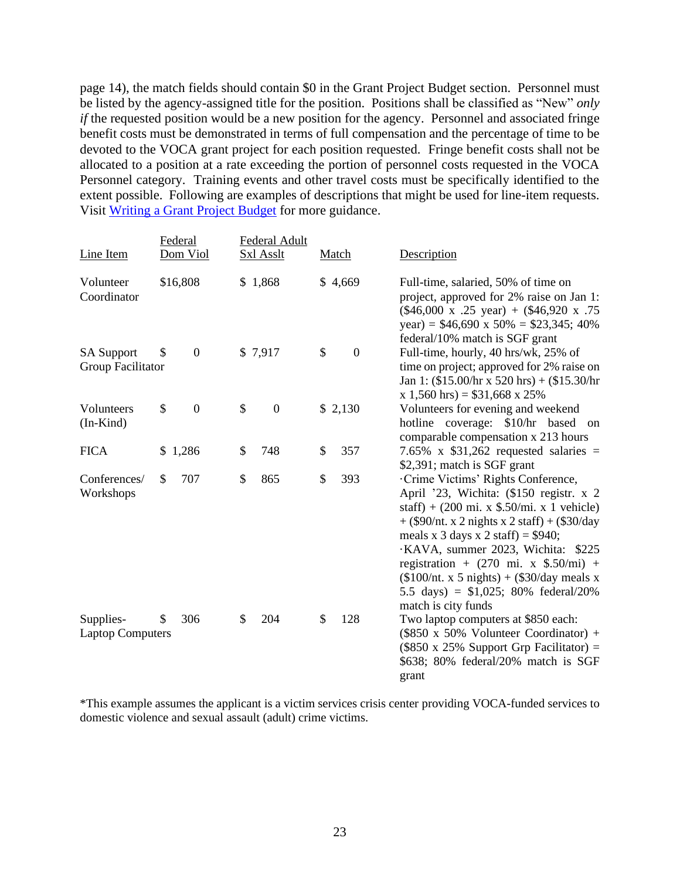page 14), the match fields should contain $0 in the Grant Project Budget section. Personnel must be listed by the agency-assigned title for the position. Positions shall be classified as "New" *only if* the requested position would be a new position for the agency. Personnel and associated fringe benefit costs must be demonstrated in terms of full compensation and the percentage of time to be devoted to the VOCA grant project for each position requested. Fringe benefit costs shall not be allocated to a position at a rate exceeding the portion of personnel costs requested in the VOCA Personnel category. Training events and other travel costs must be specifically identified to the extent possible. Following are examples of descriptions that might be used for line-item requests. Visit [Writing a Grant Project Budget]() for more guidance.

| Line Item | Federal Dom Viol | Federal Adult Sxl Asslt | Match | Description |
|---|---|---|---|---|
| Volunteer Coordinator | $16,808 | $ 1,868 | $ 4,669 | Full-time, salaried, 50% of time on project, approved for 2% raise on Jan 1: ($46,000 x .25 year) + ($46,920 x .75 year) = $46,690 x 50% = $23,345; 40% federal/10% match is SGF grant |
| SA Support Group Facilitator | $ 0 | $ 7,917 | $ 0 | Full-time, hourly, 40 hrs/wk, 25% of time on project; approved for 2% raise on Jan 1: ($15.00/hr x 520 hrs) + ($15.30/hr x 1,560 hrs) = $31,668 x 25% |
| Volunteers (In-Kind) | $ 0 | $ 0 | $ 2,130 | Volunteers for evening and weekend hotline coverage: $10/hr based on comparable compensation x 213 hours |
| FICA | $ 1,286 | $ 748 | $ 357 | 7.65% x $31,262 requested salaries = $2,391; match is SGF grant |
| Conferences/ Workshops | $ 707 | $ 865 | $ 393 | ·Crime Victims' Rights Conference, April '23, Wichita: ($150 registr. x 2 staff) + (200 mi. x $.50/mi. x 1 vehicle) + ($90/nt. x 2 nights x 2 staff) + ($30/day meals x 3 days x 2 staff) = $940; ·KAVA, summer 2023, Wichita: $225 registration + (270 mi. x $.50/mi) + ($100/nt. x 5 nights) + ($30/day meals x 5.5 days) = $1,025; 80% federal/20% match is city funds |
| Supplies-Laptop Computers | $ 306 | $ 204 | $ 128 | Two laptop computers at $850 each: ($850 x 50% Volunteer Coordinator) + ($850 x 25% Support Grp Facilitator) = $638; 80% federal/20% match is SGF grant |

*This example assumes the applicant is a victim services crisis center providing VOCA-funded services to domestic violence and sexual assault (adult) crime victims.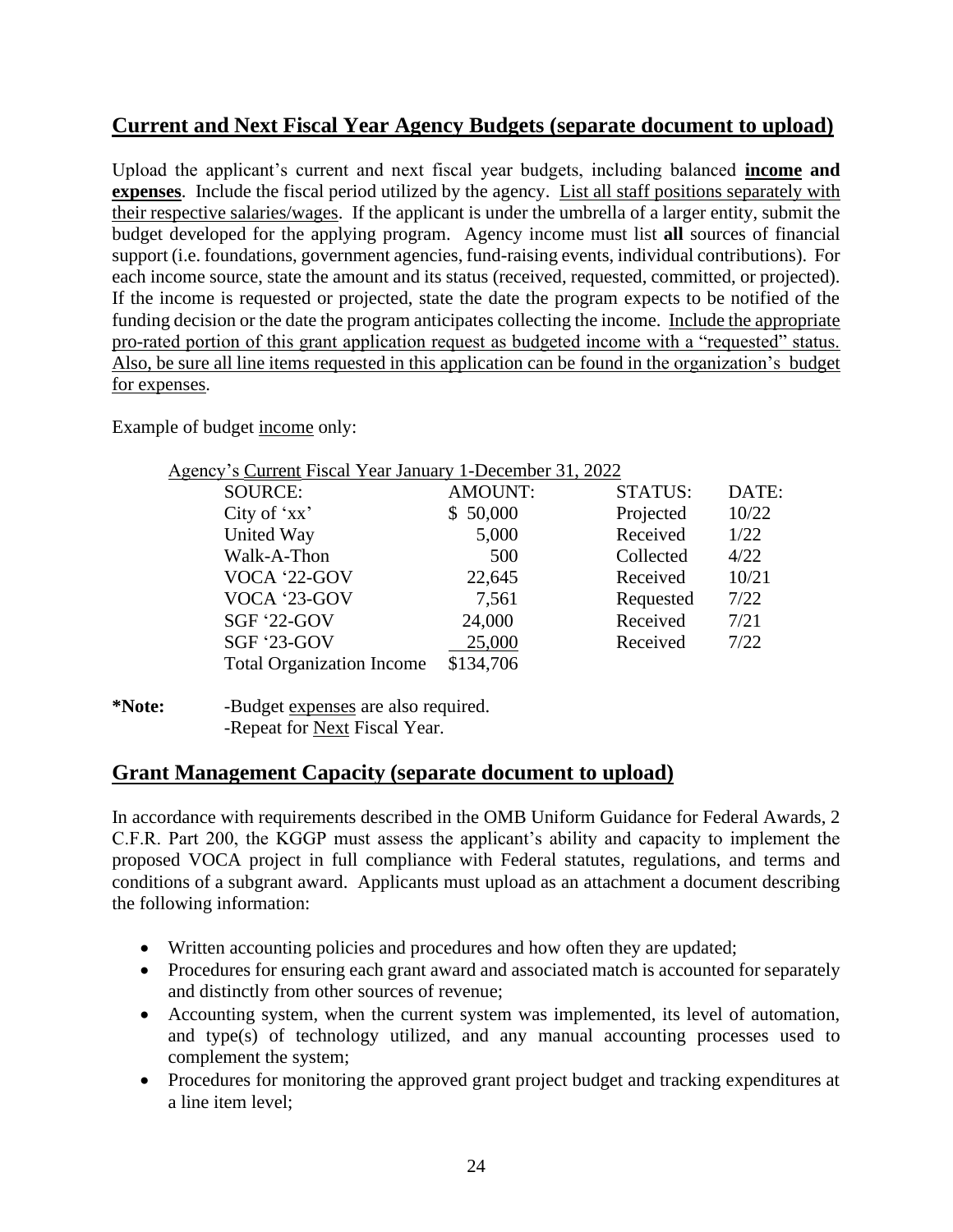## Current and Next Fiscal Year Agency Budgets (separate document to upload)

Upload the applicant's current and next fiscal year budgets, including balanced **income and expenses**. Include the fiscal period utilized by the agency. List all staff positions separately with their respective salaries/wages. If the applicant is under the umbrella of a larger entity, submit the budget developed for the applying program. Agency income must list **all** sources of financial support (i.e. foundations, government agencies, fund-raising events, individual contributions). For each income source, state the amount and its status (received, requested, committed, or projected). If the income is requested or projected, state the date the program expects to be notified of the funding decision or the date the program anticipates collecting the income. Include the appropriate pro-rated portion of this grant application request as budgeted income with a "requested" status. Also, be sure all line items requested in this application can be found in the organization's budget for expenses.

Example of budget income only:

Agency's Current Fiscal Year January 1-December 31, 2022

| SOURCE: | AMOUNT: | STATUS: | DATE: |
|---|---|---|---|
| City of 'xx' | $ 50,000 | Projected | 10/22 |
| United Way | 5,000 | Received | 1/22 |
| Walk-A-Thon | 500 | Collected | 4/22 |
| VOCA '22-GOV | 22,645 | Received | 10/21 |
| VOCA '23-GOV | 7,561 | Requested | 7/22 |
| SGF '22-GOV | 24,000 | Received | 7/21 |
| SGF '23-GOV | 25,000 | Received | 7/22 |
| Total Organization Income | $134,706 | | |

**\*Note:** -Budget expenses are also required.
-Repeat for Next Fiscal Year.

## Grant Management Capacity (separate document to upload)

In accordance with requirements described in the OMB Uniform Guidance for Federal Awards, 2 C.F.R. Part 200, the KGGP must assess the applicant's ability and capacity to implement the proposed VOCA project in full compliance with Federal statutes, regulations, and terms and conditions of a subgrant award. Applicants must upload as an attachment a document describing the following information:

- Written accounting policies and procedures and how often they are updated;
- Procedures for ensuring each grant award and associated match is accounted for separately and distinctly from other sources of revenue;
- Accounting system, when the current system was implemented, its level of automation, and type(s) of technology utilized, and any manual accounting processes used to complement the system;
- Procedures for monitoring the approved grant project budget and tracking expenditures at a line item level;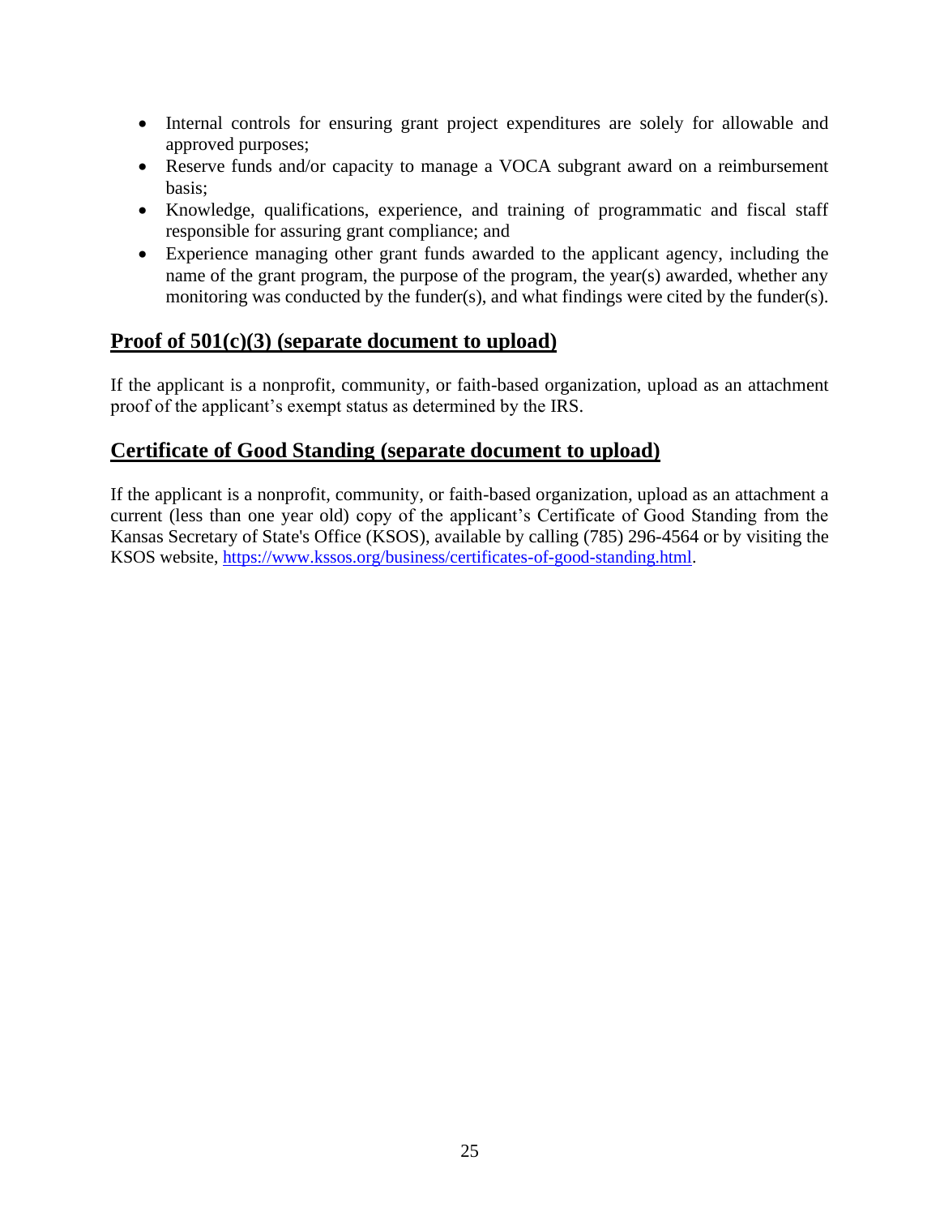- Internal controls for ensuring grant project expenditures are solely for allowable and approved purposes;
- Reserve funds and/or capacity to manage a VOCA subgrant award on a reimbursement basis;
- Knowledge, qualifications, experience, and training of programmatic and fiscal staff responsible for assuring grant compliance; and
- Experience managing other grant funds awarded to the applicant agency, including the name of the grant program, the purpose of the program, the year(s) awarded, whether any monitoring was conducted by the funder(s), and what findings were cited by the funder(s).

## Proof of 501(c)(3) (separate document to upload)

If the applicant is a nonprofit, community, or faith-based organization, upload as an attachment proof of the applicant's exempt status as determined by the IRS.

## Certificate of Good Standing (separate document to upload)

If the applicant is a nonprofit, community, or faith-based organization, upload as an attachment a current (less than one year old) copy of the applicant's Certificate of Good Standing from the Kansas Secretary of State's Office (KSOS), available by calling (785) 296-4564 or by visiting the KSOS website, https://www.kssos.org/business/certificates-of-good-standing.html.